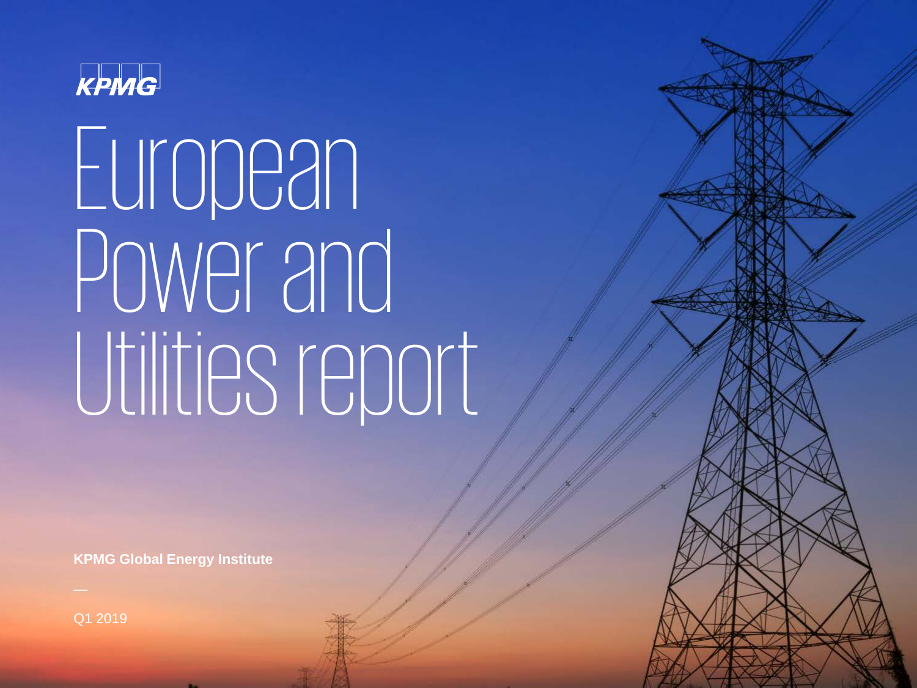KPMG

# European Power and Utilities report

**KPMG Global Energy Institute**

—

Q1 2019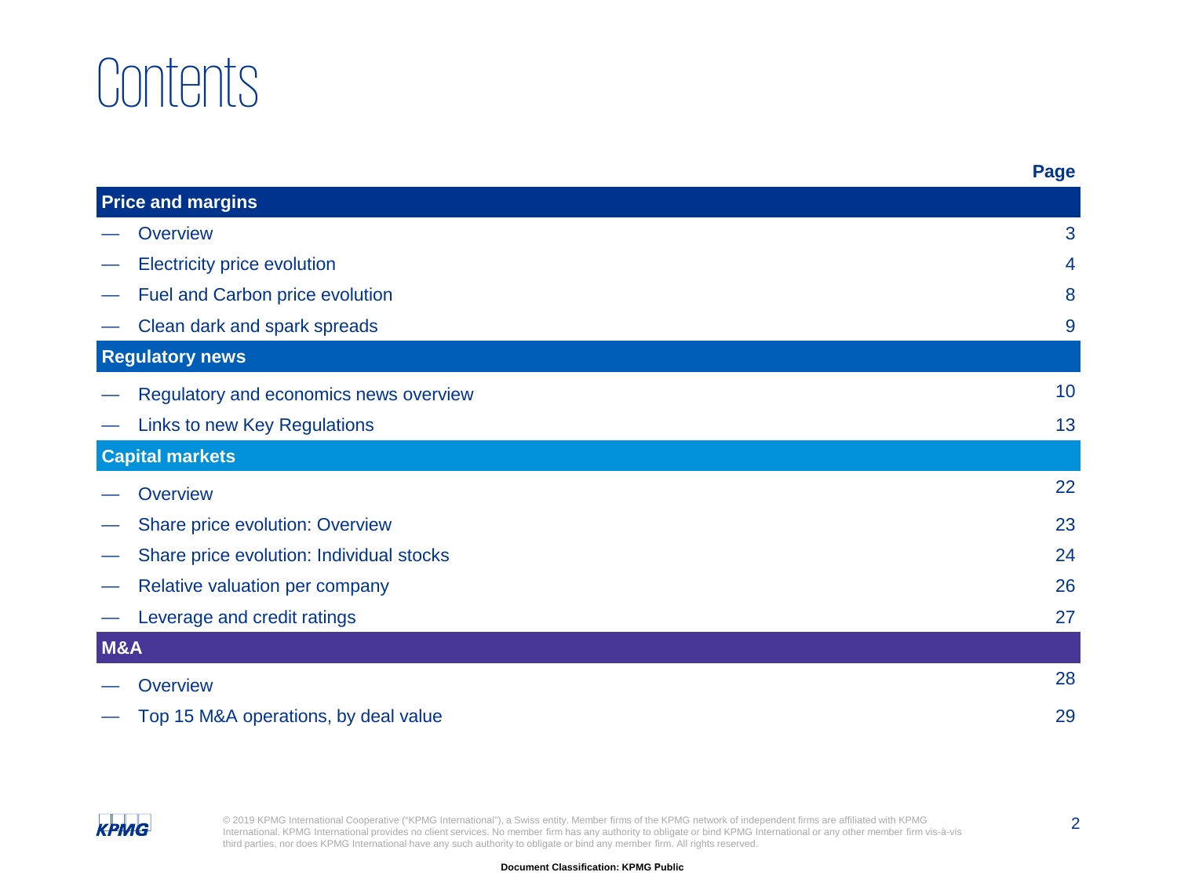# Contents

| | Page |
|---|---|
| **Price and margins** | |
| — Overview | 3 |
| — Electricity price evolution | 4 |
| — Fuel and Carbon price evolution | 8 |
| — Clean dark and spark spreads | 9 |
| **Regulatory news** | |
| — Regulatory and economics news overview | 10 |
| — Links to new Key Regulations | 13 |
| **Capital markets** | |
| — Overview | 22 |
| — Share price evolution: Overview | 23 |
| — Share price evolution: Individual stocks | 24 |
| — Relative valuation per company | 26 |
| — Leverage and credit ratings | 27 |
| **M&A** | |
| — Overview | 28 |
| — Top 15 M&A operations, by deal value | 29 |

© 2019 KPMG International Cooperative ("KPMG International"), a Swiss entity. Member firms of the KPMG network of independent firms are affiliated with KPMG International. KPMG International provides no client services. No member firm has any authority to obligate or bind KPMG International or any other member firm vis-à-vis third parties, nor does KPMG International have any such authority to obligate or bind any member firm. All rights reserved.

**Document Classification: KPMG Public**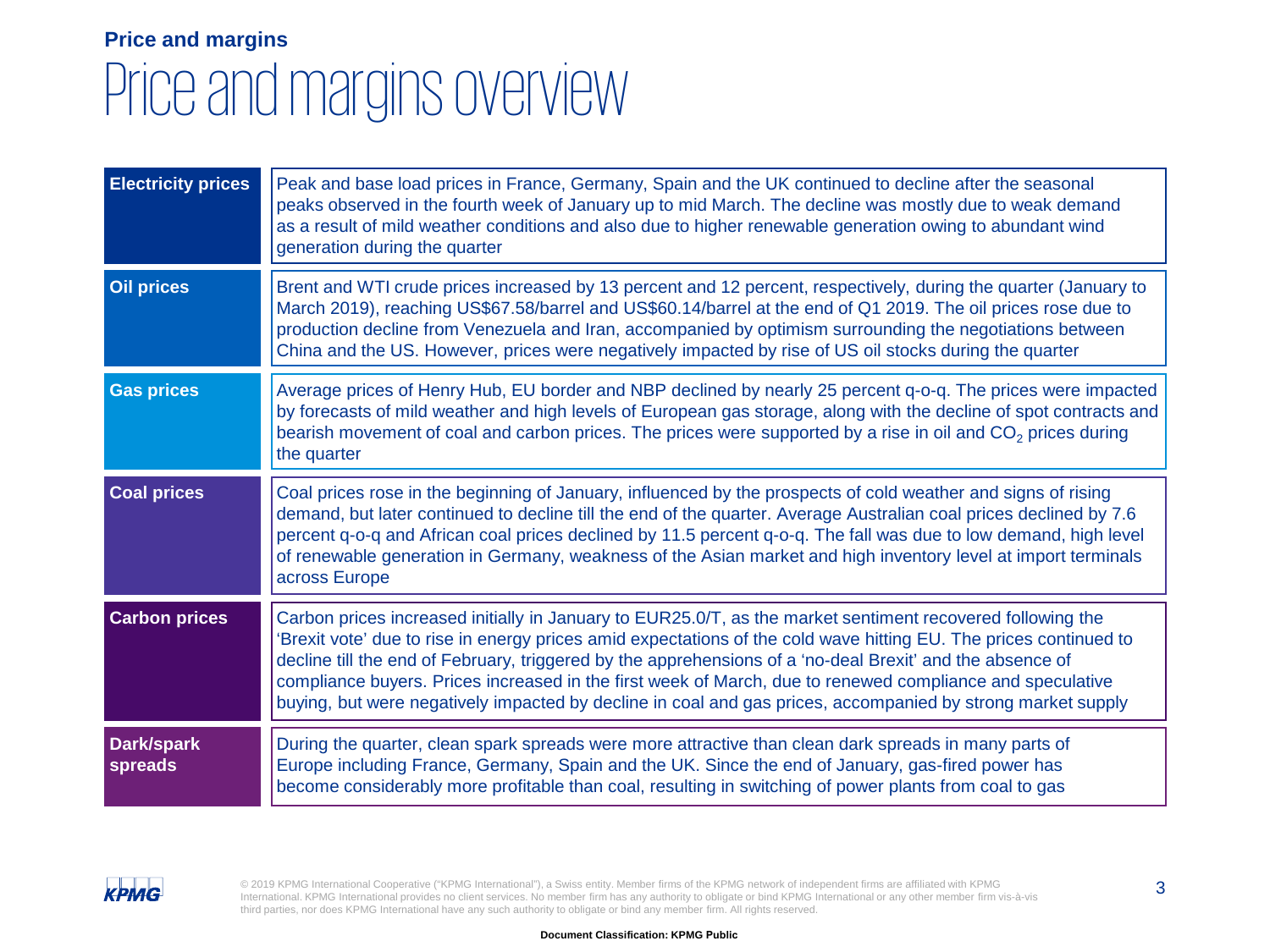**Price and margins**

# Price and margins overview

| | |
|---|---|
| **Electricity prices** | Peak and base load prices in France, Germany, Spain and the UK continued to decline after the seasonal peaks observed in the fourth week of January up to mid March. The decline was mostly due to weak demand as a result of mild weather conditions and also due to higher renewable generation owing to abundant wind generation during the quarter |
| **Oil prices** | Brent and WTI crude prices increased by 13 percent and 12 percent, respectively, during the quarter (January to March 2019), reaching US$67.58/barrel and US$60.14/barrel at the end of Q1 2019. The oil prices rose due to production decline from Venezuela and Iran, accompanied by optimism surrounding the negotiations between China and the US. However, prices were negatively impacted by rise of US oil stocks during the quarter |
| **Gas prices** | Average prices of Henry Hub, EU border and NBP declined by nearly 25 percent q-o-q. The prices were impacted by forecasts of mild weather and high levels of European gas storage, along with the decline of spot contracts and bearish movement of coal and carbon prices. The prices were supported by a rise in oil and $CO_2$ prices during the quarter |
| **Coal prices** | Coal prices rose in the beginning of January, influenced by the prospects of cold weather and signs of rising demand, but later continued to decline till the end of the quarter. Average Australian coal prices declined by 7.6 percent q-o-q and African coal prices declined by 11.5 percent q-o-q. The fall was due to low demand, high level of renewable generation in Germany, weakness of the Asian market and high inventory level at import terminals across Europe |
| **Carbon prices** | Carbon prices increased initially in January to EUR25.0/T, as the market sentiment recovered following the 'Brexit vote' due to rise in energy prices amid expectations of the cold wave hitting EU. The prices continued to decline till the end of February, triggered by the apprehensions of a 'no-deal Brexit' and the absence of compliance buyers. Prices increased in the first week of March, due to renewed compliance and speculative buying, but were negatively impacted by decline in coal and gas prices, accompanied by strong market supply |
| **Dark/spark spreads** | During the quarter, clean spark spreads were more attractive than clean dark spreads in many parts of Europe including France, Germany, Spain and the UK. Since the end of January, gas-fired power has become considerably more profitable than coal, resulting in switching of power plants from coal to gas |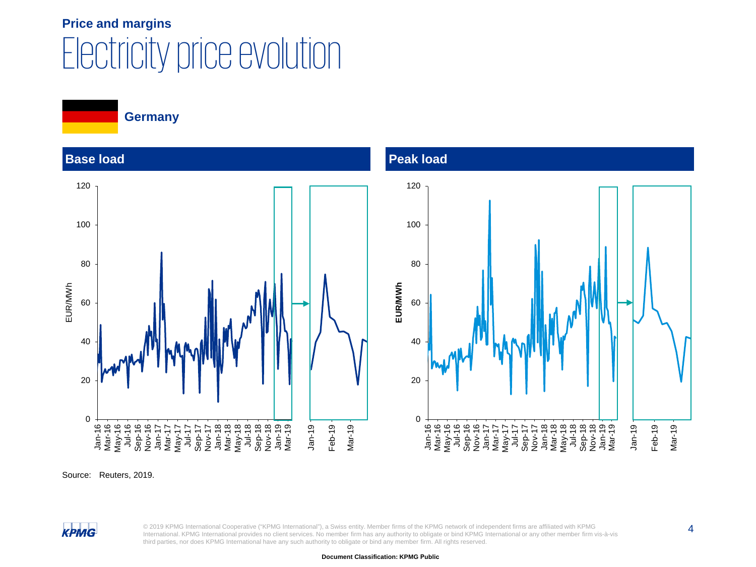**Price and margins**

# Electricity price evolution

**Germany**

## Base load

## Peak load

Source: Reuters, 2019.

© 2019 KPMG International Cooperative ("KPMG International"), a Swiss entity. Member firms of the KPMG network of independent firms are affiliated with KPMG International. KPMG International provides no client services. No member firm has any authority to obligate or bind KPMG International or any other member firm vis-à-vis third parties, nor does KPMG International have any such authority to obligate or bind any member firm. All rights reserved.

Document Classification: KPMG Public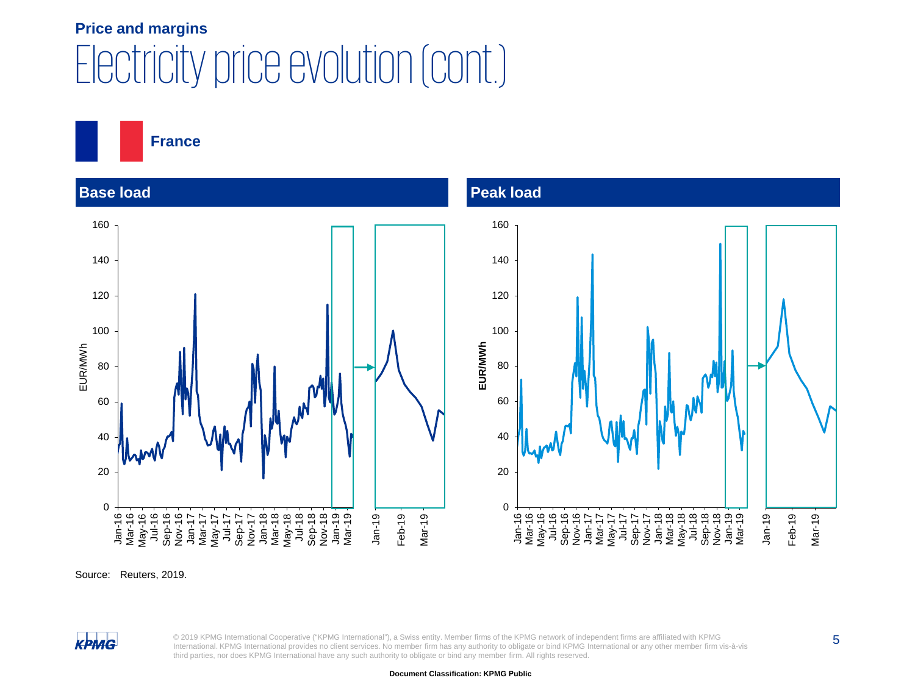**Price and margins**

# Electricity price evolution (cont.)

## France

### Base load

### Peak load

Source: Reuters, 2019.

**Document Classification: KPMG Public**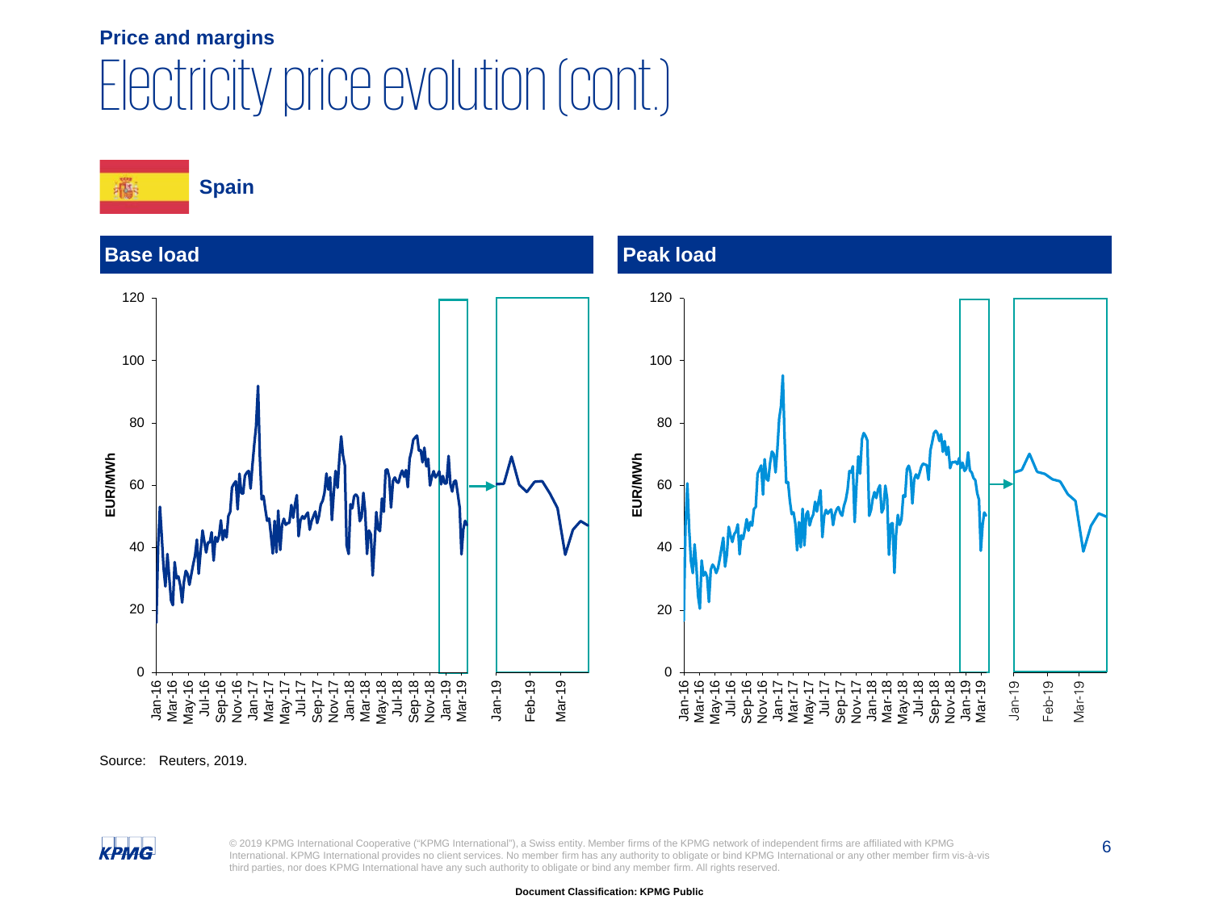**Price and margins**

# Electricity price evolution (cont.)

## Spain

### Base load

### Peak load

Source: Reuters, 2019.

© 2019 KPMG International Cooperative ("KPMG International"), a Swiss entity. Member firms of the KPMG network of independent firms are affiliated with KPMG International. KPMG International provides no client services. No member firm has any authority to obligate or bind KPMG International or any other member firm vis-à-vis third parties, nor does KPMG International have any such authority to obligate or bind any member firm. All rights reserved.

Document Classification: KPMG Public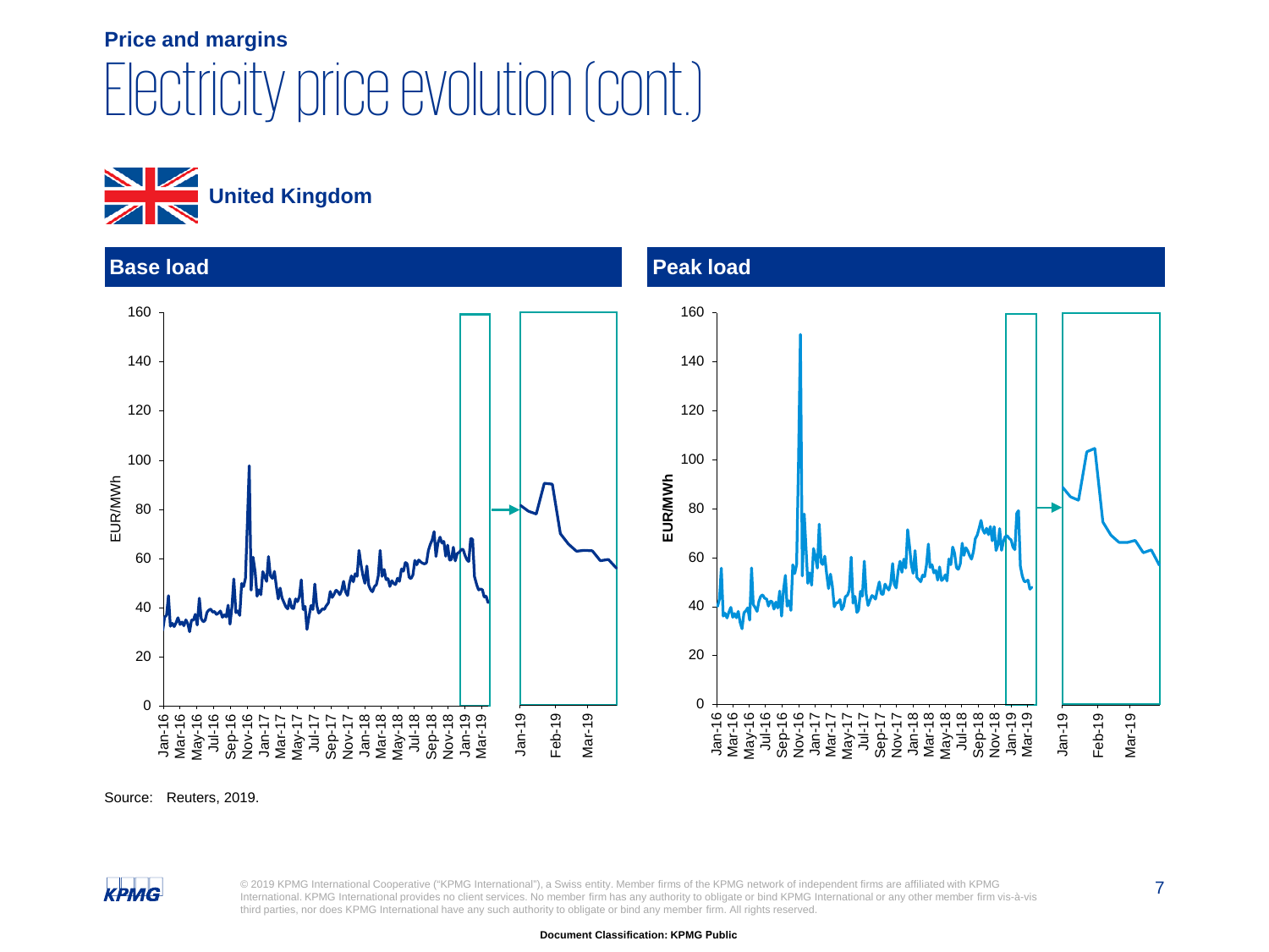**Price and margins**

# Electricity price evolution (cont.)

## United Kingdom

### Base load

### Peak load

Source: Reuters, 2019.

Document Classification: KPMG Public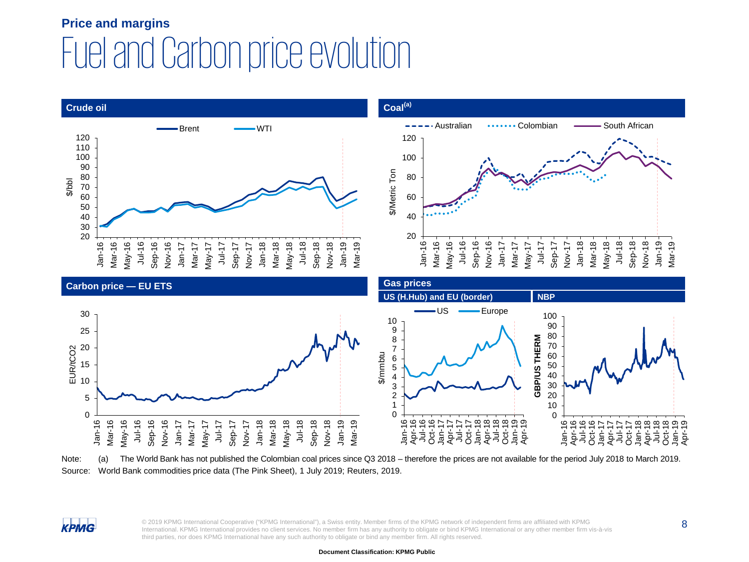**Price and margins**

# Fuel and Carbon price evolution

## Crude oil

## Coal[(a)]

## Carbon price — EU ETS

## Gas prices

### US (H.Hub) and EU (border)

### NBP

Note: (a) The World Bank has not published the Colombian coal prices since Q3 2018 – therefore the prices are not available for the period July 2018 to March 2019.

Source: World Bank commodities price data (The Pink Sheet), 1 July 2019; Reuters, 2019.

© 2019 KPMG International Cooperative ("KPMG International"), a Swiss entity. Member firms of the KPMG network of independent firms are affiliated with KPMG International. KPMG International provides no client services. No member firm has any authority to obligate or bind KPMG International or any other member firm vis-à-vis third parties, nor does KPMG International have any such authority to obligate or bind any member firm. All rights reserved.

**Document Classification: KPMG Public**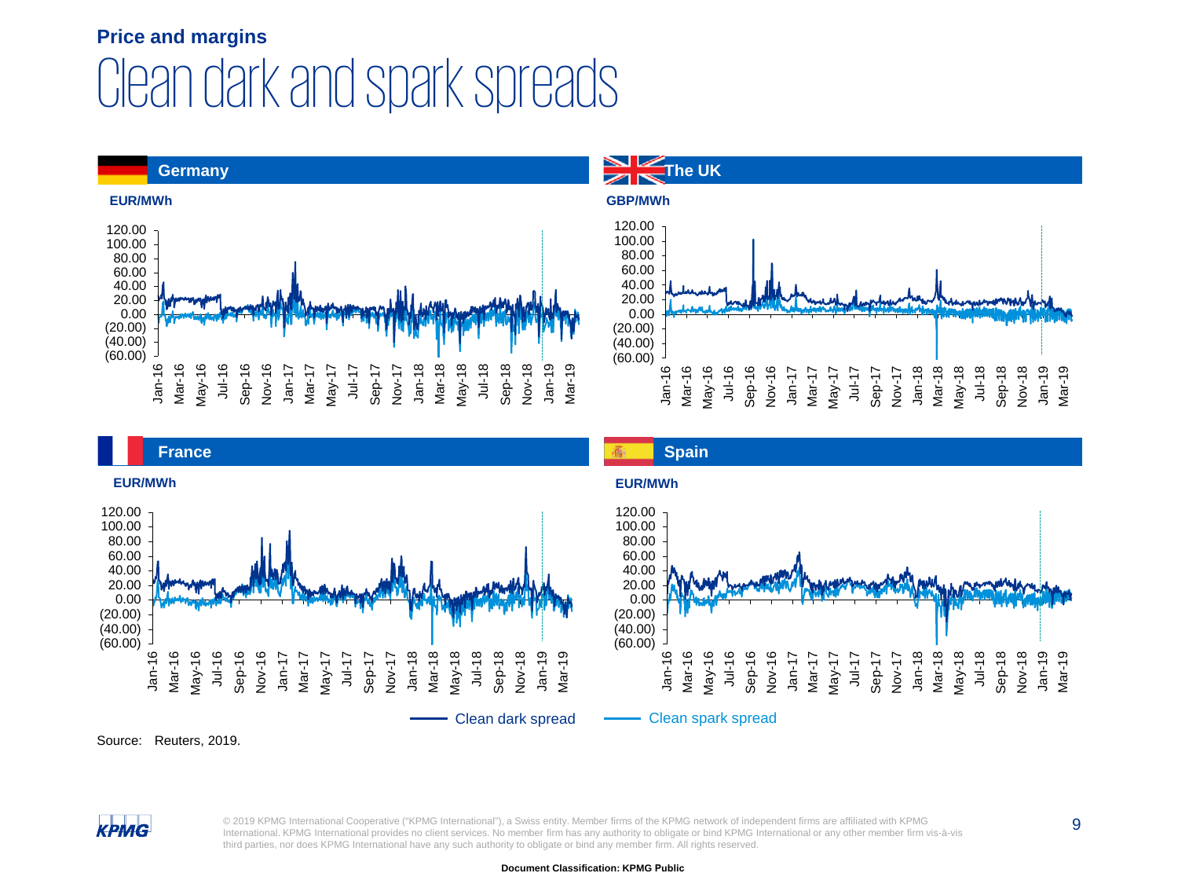**Price and margins**

# Clean dark and spark spreads

## Germany

EUR/MWh

## The UK

GBP/MWh

## France

EUR/MWh

## Spain

EUR/MWh

Clean dark spread — Clean spark spread

Source: Reuters, 2019.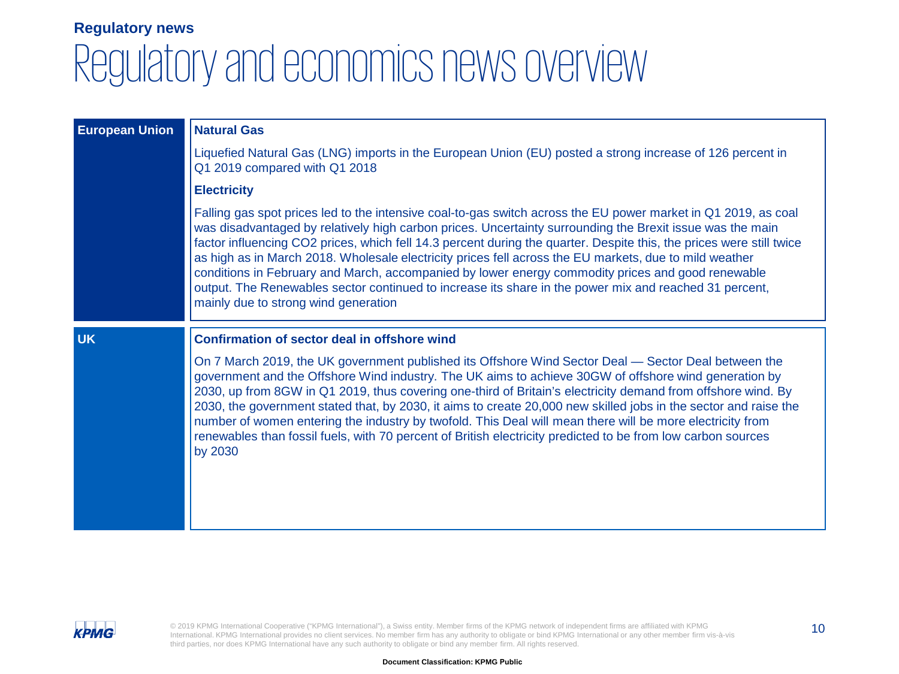**Regulatory news**

# Regulatory and economics news overview

## European Union

### Natural Gas

Liquefied Natural Gas (LNG) imports in the European Union (EU) posted a strong increase of 126 percent in Q1 2019 compared with Q1 2018

### Electricity

Falling gas spot prices led to the intensive coal-to-gas switch across the EU power market in Q1 2019, as coal was disadvantaged by relatively high carbon prices. Uncertainty surrounding the Brexit issue was the main factor influencing $CO_2$ prices, which fell 14.3 percent during the quarter. Despite this, the prices were still twice as high as in March 2018. Wholesale electricity prices fell across the EU markets, due to mild weather conditions in February and March, accompanied by lower energy commodity prices and good renewable output. The Renewables sector continued to increase its share in the power mix and reached 31 percent, mainly due to strong wind generation

## UK

### Confirmation of sector deal in offshore wind

On 7 March 2019, the UK government published its Offshore Wind Sector Deal — Sector Deal between the government and the Offshore Wind industry. The UK aims to achieve 30GW of offshore wind generation by 2030, up from 8GW in Q1 2019, thus covering one-third of Britain's electricity demand from offshore wind. By 2030, the government stated that, by 2030, it aims to create 20,000 new skilled jobs in the sector and raise the number of women entering the industry by twofold. This Deal will mean there will be more electricity from renewables than fossil fuels, with 70 percent of British electricity predicted to be from low carbon sources by 2030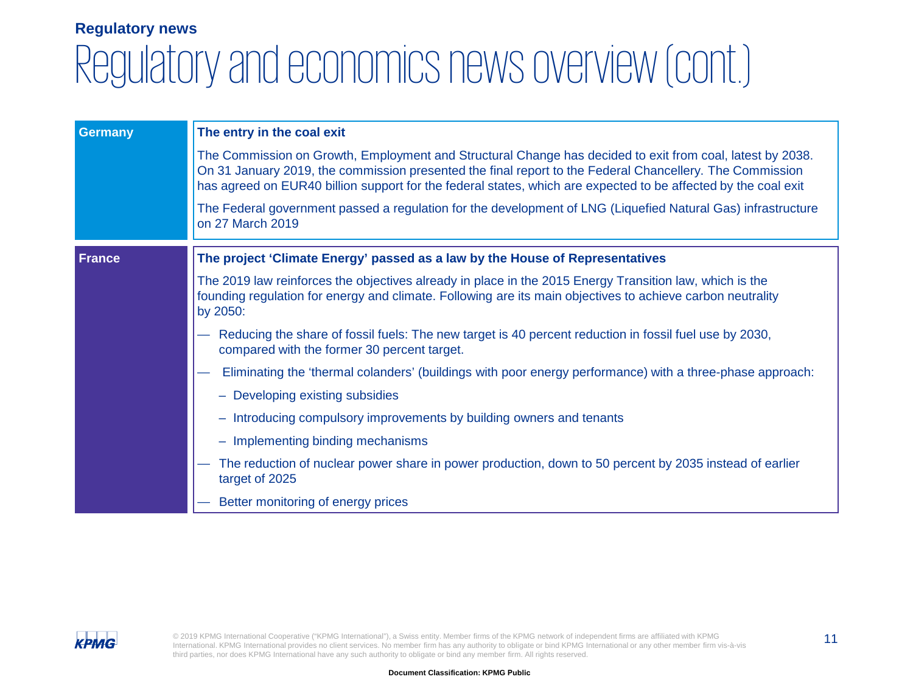**Regulatory news**

# Regulatory and economics news overview (cont.)

## Germany

### The entry in the coal exit

The Commission on Growth, Employment and Structural Change has decided to exit from coal, latest by 2038. On 31 January 2019, the commission presented the final report to the Federal Chancellery. The Commission has agreed on EUR40 billion support for the federal states, which are expected to be affected by the coal exit

The Federal government passed a regulation for the development of LNG (Liquefied Natural Gas) infrastructure on 27 March 2019

## France

### The project 'Climate Energy' passed as a law by the House of Representatives

The 2019 law reinforces the objectives already in place in the 2015 Energy Transition law, which is the founding regulation for energy and climate. Following are its main objectives to achieve carbon neutrality by 2050:

- Reducing the share of fossil fuels: The new target is 40 percent reduction in fossil fuel use by 2030, compared with the former 30 percent target.
- Eliminating the 'thermal colanders' (buildings with poor energy performance) with a three-phase approach:
  - Developing existing subsidies
  - Introducing compulsory improvements by building owners and tenants
  - Implementing binding mechanisms
- The reduction of nuclear power share in power production, down to 50 percent by 2035 instead of earlier target of 2025
- Better monitoring of energy prices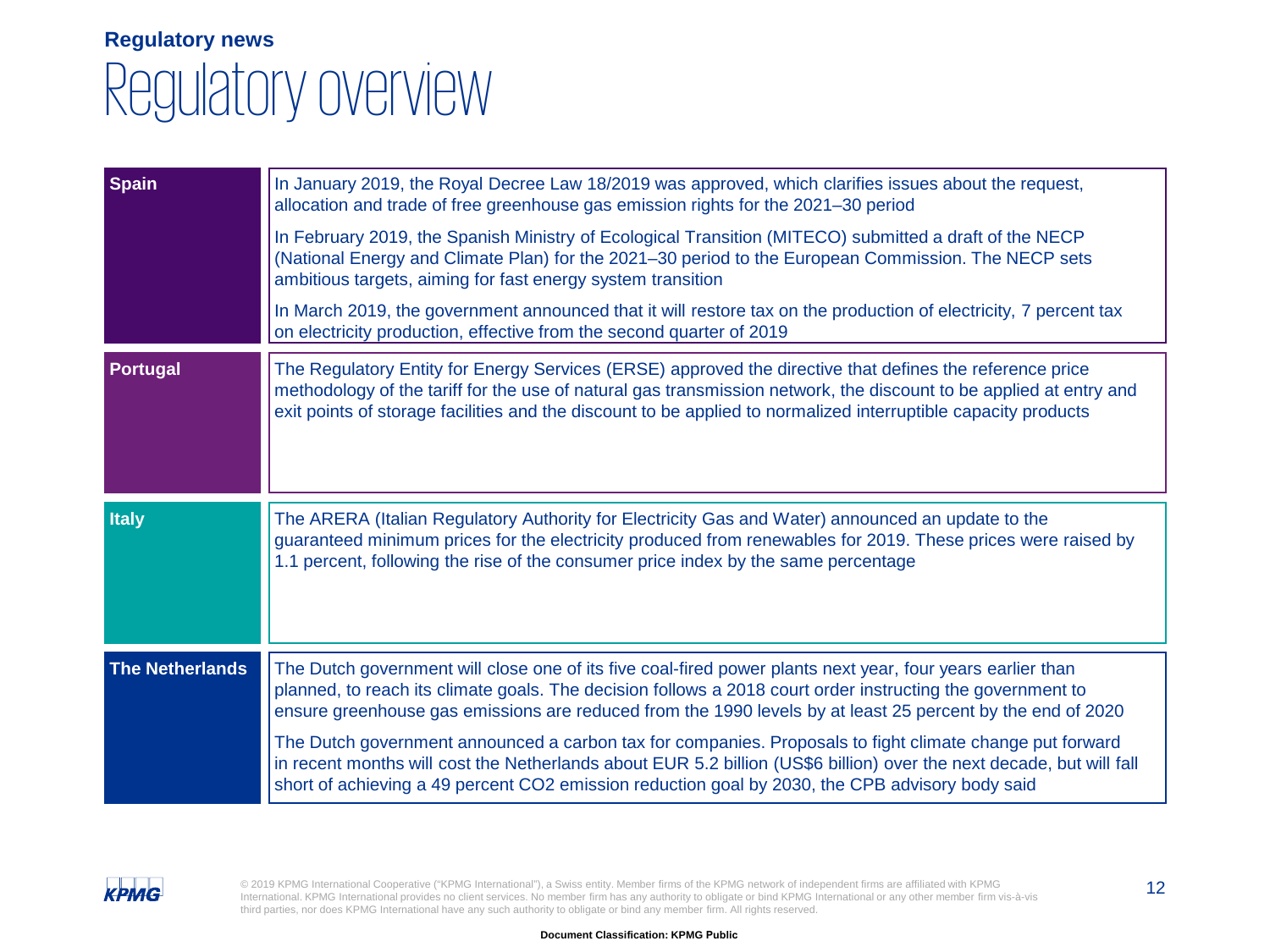**Regulatory news**

# Regulatory overview

## Spain

In January 2019, the Royal Decree Law 18/2019 was approved, which clarifies issues about the request, allocation and trade of free greenhouse gas emission rights for the 2021–30 period

In February 2019, the Spanish Ministry of Ecological Transition (MITECO) submitted a draft of the NECP (National Energy and Climate Plan) for the 2021–30 period to the European Commission. The NECP sets ambitious targets, aiming for fast energy system transition

In March 2019, the government announced that it will restore tax on the production of electricity, 7 percent tax on electricity production, effective from the second quarter of 2019

## Portugal

The Regulatory Entity for Energy Services (ERSE) approved the directive that defines the reference price methodology of the tariff for the use of natural gas transmission network, the discount to be applied at entry and exit points of storage facilities and the discount to be applied to normalized interruptible capacity products

## Italy

The ARERA (Italian Regulatory Authority for Electricity Gas and Water) announced an update to the guaranteed minimum prices for the electricity produced from renewables for 2019. These prices were raised by 1.1 percent, following the rise of the consumer price index by the same percentage

## The Netherlands

The Dutch government will close one of its five coal-fired power plants next year, four years earlier than planned, to reach its climate goals. The decision follows a 2018 court order instructing the government to ensure greenhouse gas emissions are reduced from the 1990 levels by at least 25 percent by the end of 2020

The Dutch government announced a carbon tax for companies. Proposals to fight climate change put forward in recent months will cost the Netherlands about EUR 5.2 billion (US$6 billion) over the next decade, but will fall short of achieving a 49 percent $CO_2$ emission reduction goal by 2030, the CPB advisory body said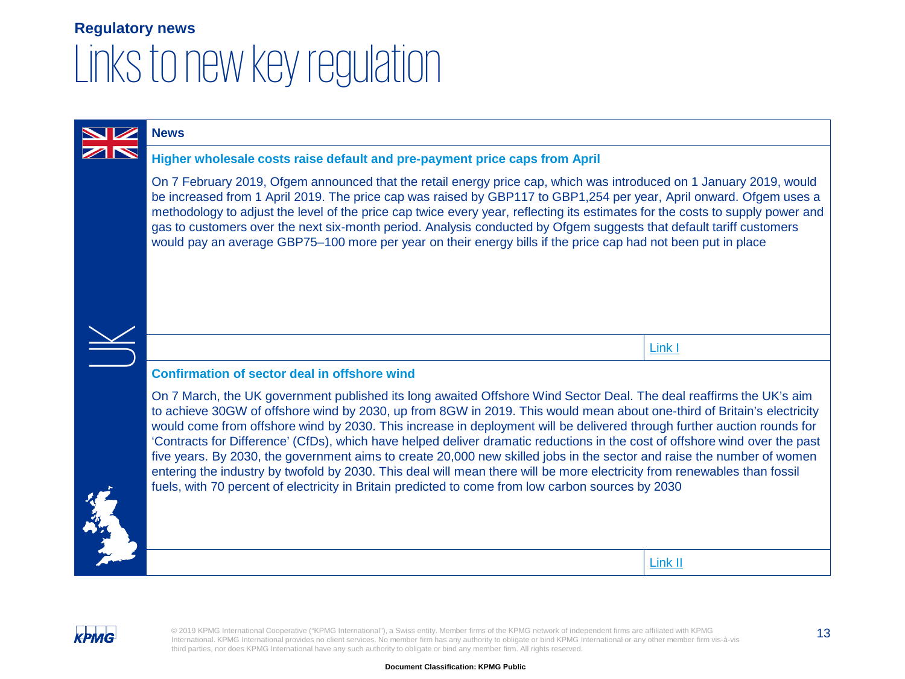**Regulatory news**

# Links to new key regulation

UK

## News

### Higher wholesale costs raise default and pre-payment price caps from April

On 7 February 2019, Ofgem announced that the retail energy price cap, which was introduced on 1 January 2019, would be increased from 1 April 2019. The price cap was raised by GBP117 to GBP1,254 per year, April onward. Ofgem uses a methodology to adjust the level of the price cap twice every year, reflecting its estimates for the costs to supply power and gas to customers over the next six-month period. Analysis conducted by Ofgem suggests that default tariff customers would pay an average GBP75–100 more per year on their energy bills if the price cap had not been put in place

Link I

### Confirmation of sector deal in offshore wind

On 7 March, the UK government published its long awaited Offshore Wind Sector Deal. The deal reaffirms the UK's aim to achieve 30GW of offshore wind by 2030, up from 8GW in 2019. This would mean about one-third of Britain's electricity would come from offshore wind by 2030. This increase in deployment will be delivered through further auction rounds for 'Contracts for Difference' (CfDs), which have helped deliver dramatic reductions in the cost of offshore wind over the past five years. By 2030, the government aims to create 20,000 new skilled jobs in the sector and raise the number of women entering the industry by twofold by 2030. This deal will mean there will be more electricity from renewables than fossil fuels, with 70 percent of electricity in Britain predicted to come from low carbon sources by 2030

Link II

© 2019 KPMG International Cooperative ("KPMG International"), a Swiss entity. Member firms of the KPMG network of independent firms are affiliated with KPMG International. KPMG International provides no client services. No member firm has any authority to obligate or bind KPMG International or any other member firm vis-à-vis third parties, nor does KPMG International have any such authority to obligate or bind any member firm. All rights reserved.

Document Classification: KPMG Public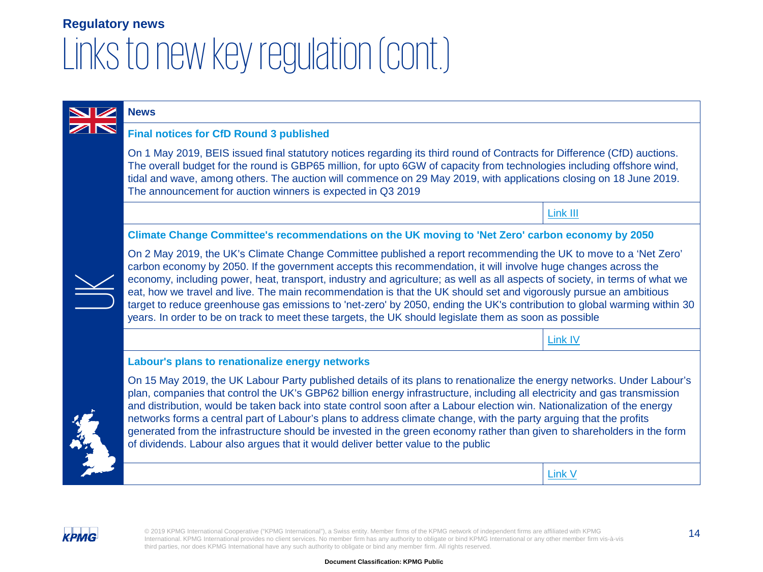**Regulatory news**

# Links to new key regulation (cont.)

UK

## News

### Final notices for CfD Round 3 published

On 1 May 2019, BEIS issued final statutory notices regarding its third round of Contracts for Difference (CfD) auctions. The overall budget for the round is GBP65 million, for upto 6GW of capacity from technologies including offshore wind, tidal and wave, among others. The auction will commence on 29 May 2019, with applications closing on 18 June 2019. The announcement for auction winners is expected in Q3 2019

Link III

### Climate Change Committee's recommendations on the UK moving to 'Net Zero' carbon economy by 2050

On 2 May 2019, the UK's Climate Change Committee published a report recommending the UK to move to a 'Net Zero' carbon economy by 2050. If the government accepts this recommendation, it will involve huge changes across the economy, including power, heat, transport, industry and agriculture; as well as all aspects of society, in terms of what we eat, how we travel and live. The main recommendation is that the UK should set and vigorously pursue an ambitious target to reduce greenhouse gas emissions to 'net-zero' by 2050, ending the UK's contribution to global warming within 30 years. In order to be on track to meet these targets, the UK should legislate them as soon as possible

Link IV

### Labour's plans to renationalize energy networks

On 15 May 2019, the UK Labour Party published details of its plans to renationalize the energy networks. Under Labour's plan, companies that control the UK's GBP62 billion energy infrastructure, including all electricity and gas transmission and distribution, would be taken back into state control soon after a Labour election win. Nationalization of the energy networks forms a central part of Labour's plans to address climate change, with the party arguing that the profits generated from the infrastructure should be invested in the green economy rather than given to shareholders in the form of dividends. Labour also argues that it would deliver better value to the public

Link V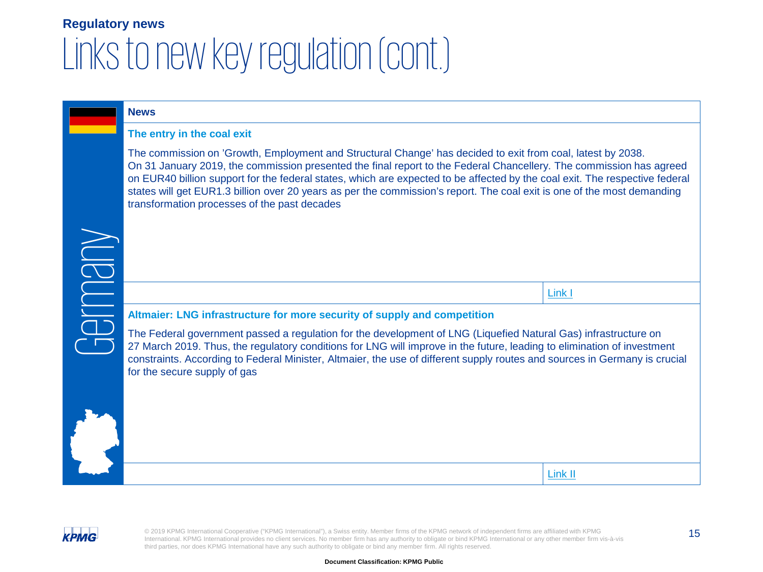**Regulatory news**

# Links to new key regulation (cont.)

Germany

## News

### The entry in the coal exit

The commission on 'Growth, Employment and Structural Change' has decided to exit from coal, latest by 2038. On 31 January 2019, the commission presented the final report to the Federal Chancellery. The commission has agreed on EUR40 billion support for the federal states, which are expected to be affected by the coal exit. The respective federal states will get EUR1.3 billion over 20 years as per the commission's report. The coal exit is one of the most demanding transformation processes of the past decades

Link I

### Altmaier: LNG infrastructure for more security of supply and competition

The Federal government passed a regulation for the development of LNG (Liquefied Natural Gas) infrastructure on 27 March 2019. Thus, the regulatory conditions for LNG will improve in the future, leading to elimination of investment constraints. According to Federal Minister, Altmaier, the use of different supply routes and sources in Germany is crucial for the secure supply of gas

Link II

© 2019 KPMG International Cooperative ("KPMG International"), a Swiss entity. Member firms of the KPMG network of independent firms are affiliated with KPMG International. KPMG International provides no client services. No member firm has any authority to obligate or bind KPMG International or any other member firm vis-à-vis third parties, nor does KPMG International have any such authority to obligate or bind any member firm. All rights reserved.

**Document Classification: KPMG Public**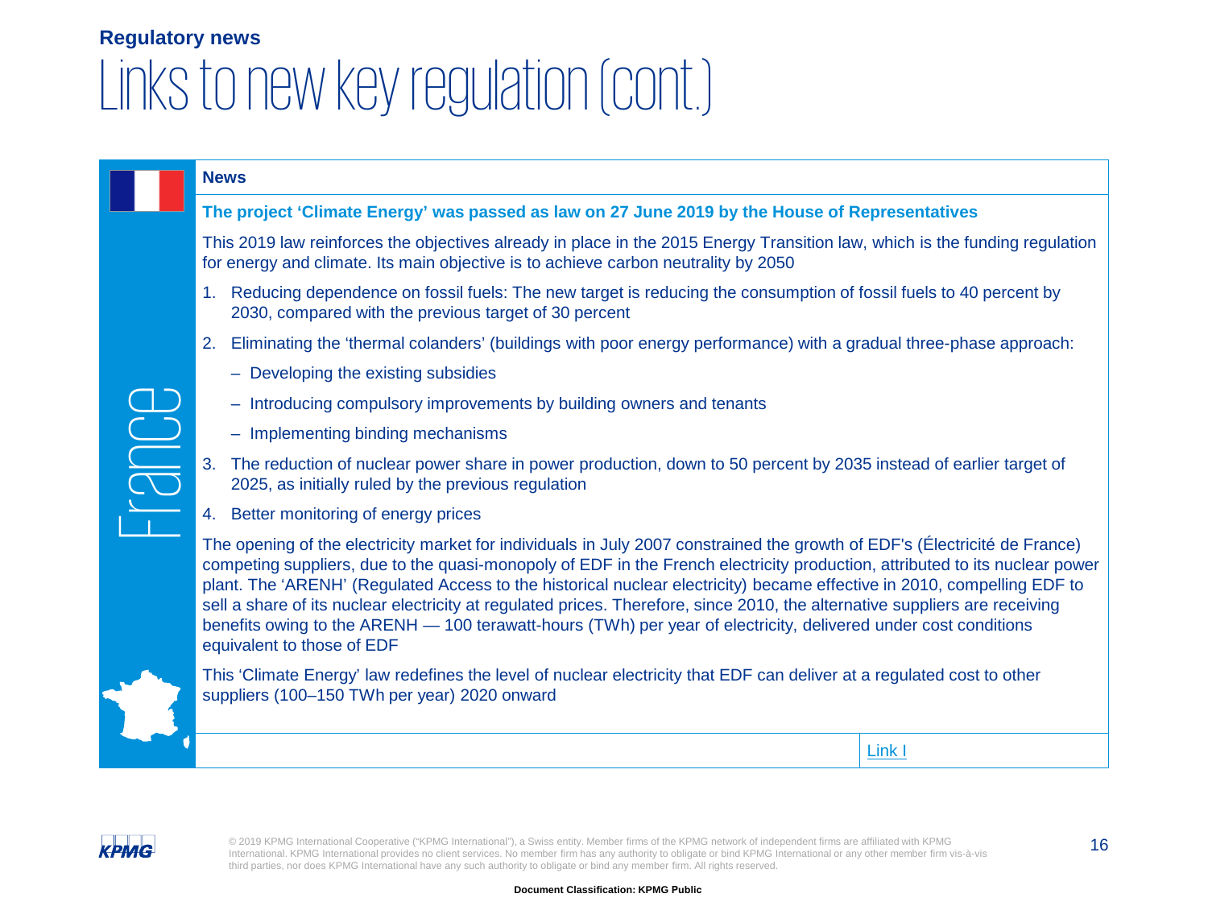## Regulatory news

# Links to new key regulation (cont.)

France

**News**

**The project 'Climate Energy' was passed as law on 27 June 2019 by the House of Representatives**

This 2019 law reinforces the objectives already in place in the 2015 Energy Transition law, which is the funding regulation for energy and climate. Its main objective is to achieve carbon neutrality by 2050

1. Reducing dependence on fossil fuels: The new target is reducing the consumption of fossil fuels to 40 percent by 2030, compared with the previous target of 30 percent
2. Eliminating the 'thermal colanders' (buildings with poor energy performance) with a gradual three-phase approach:
   - Developing the existing subsidies
   - Introducing compulsory improvements by building owners and tenants
   - Implementing binding mechanisms
3. The reduction of nuclear power share in power production, down to 50 percent by 2035 instead of earlier target of 2025, as initially ruled by the previous regulation
4. Better monitoring of energy prices

The opening of the electricity market for individuals in July 2007 constrained the growth of EDF's (Électricité de France) competing suppliers, due to the quasi-monopoly of EDF in the French electricity production, attributed to its nuclear power plant. The 'ARENH' (Regulated Access to the historical nuclear electricity) became effective in 2010, compelling EDF to sell a share of its nuclear electricity at regulated prices. Therefore, since 2010, the alternative suppliers are receiving benefits owing to the ARENH — 100 terawatt-hours (TWh) per year of electricity, delivered under cost conditions equivalent to those of EDF

This 'Climate Energy' law redefines the level of nuclear electricity that EDF can deliver at a regulated cost to other suppliers (100–150 TWh per year) 2020 onward

Link I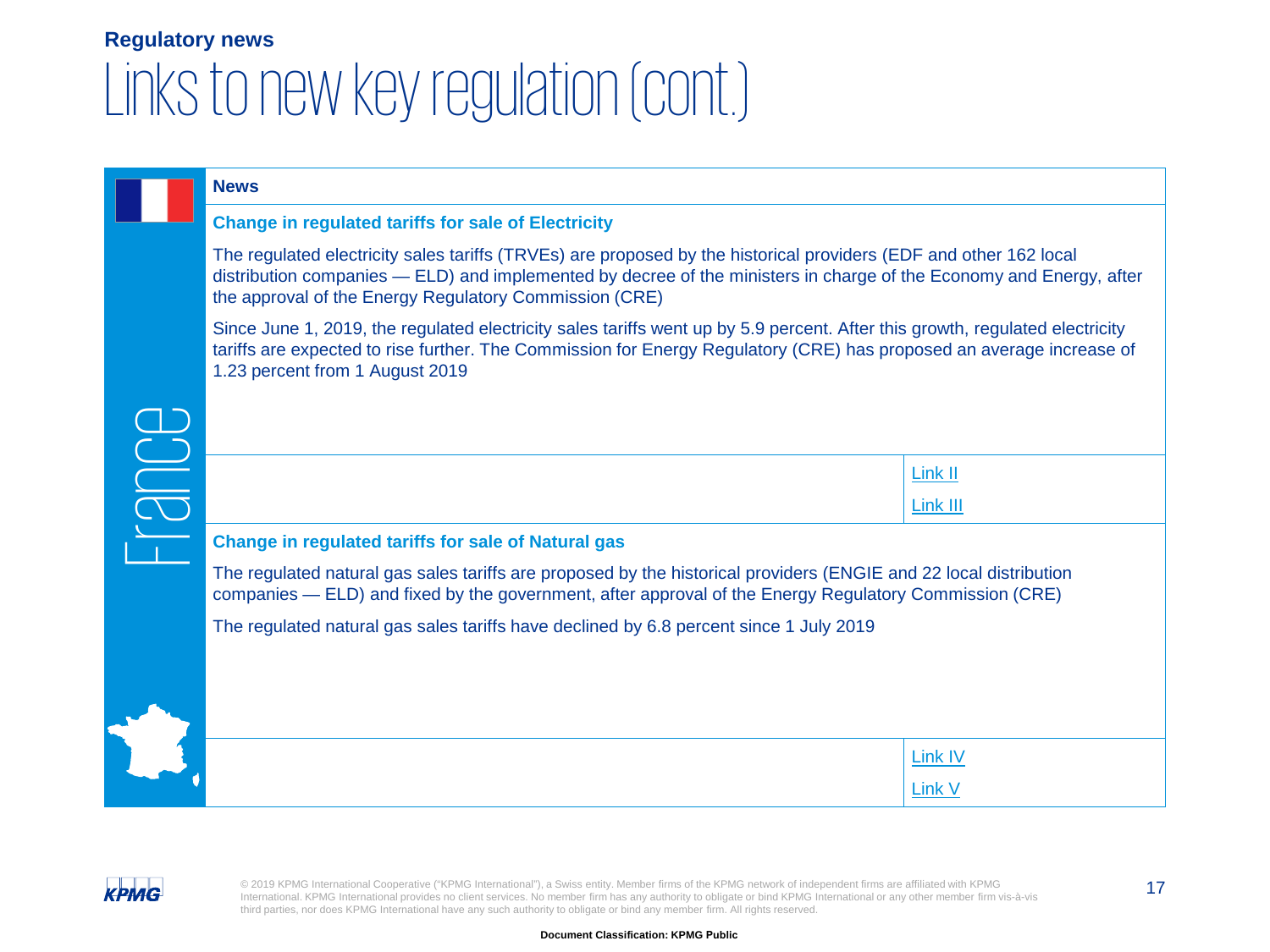**Regulatory news**

# Links to new key regulation (cont.)

## France

### News

#### Change in regulated tariffs for sale of Electricity

The regulated electricity sales tariffs (TRVEs) are proposed by the historical providers (EDF and other 162 local distribution companies — ELD) and implemented by decree of the ministers in charge of the Economy and Energy, after the approval of the Energy Regulatory Commission (CRE)

Since June 1, 2019, the regulated electricity sales tariffs went up by 5.9 percent. After this growth, regulated electricity tariffs are expected to rise further. The Commission for Energy Regulatory (CRE) has proposed an average increase of 1.23 percent from 1 August 2019

Link II

Link III

#### Change in regulated tariffs for sale of Natural gas

The regulated natural gas sales tariffs are proposed by the historical providers (ENGIE and 22 local distribution companies — ELD) and fixed by the government, after approval of the Energy Regulatory Commission (CRE)

The regulated natural gas sales tariffs have declined by 6.8 percent since 1 July 2019

Link IV

Link V

© 2019 KPMG International Cooperative ("KPMG International"), a Swiss entity. Member firms of the KPMG network of independent firms are affiliated with KPMG International. KPMG International provides no client services. No member firm has any authority to obligate or bind KPMG International or any other member firm vis-à-vis third parties, nor does KPMG International have any such authority to obligate or bind any member firm. All rights reserved.

**Document Classification: KPMG Public**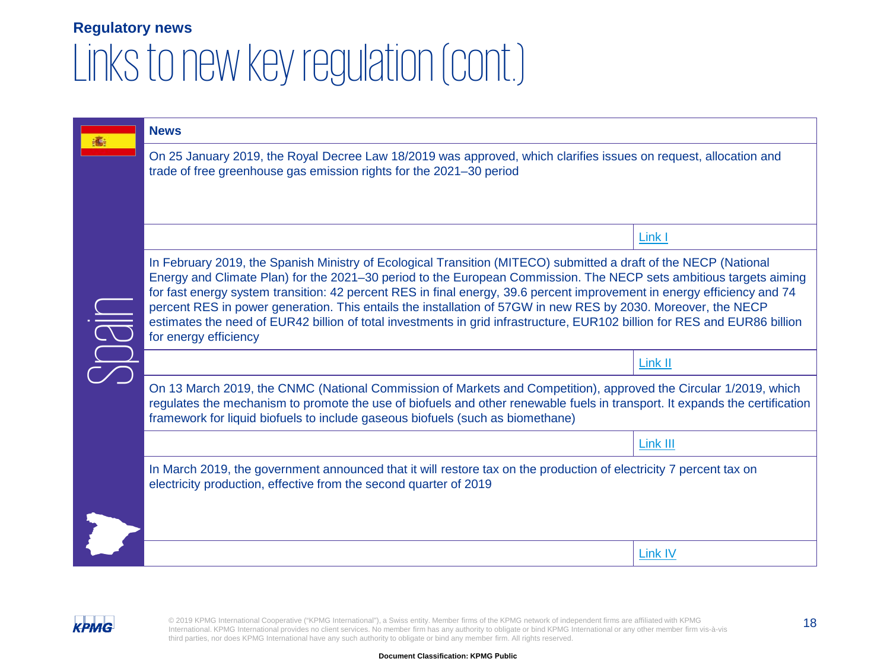**Regulatory news**

# Links to new key regulation (cont.)

## Spain

| News | |
|---|---|
| On 25 January 2019, the Royal Decree Law 18/2019 was approved, which clarifies issues on request, allocation and trade of free greenhouse gas emission rights for the 2021–30 period | |
| | Link I |
| In February 2019, the Spanish Ministry of Ecological Transition (MITECO) submitted a draft of the NECP (National Energy and Climate Plan) for the 2021–30 period to the European Commission. The NECP sets ambitious targets aiming for fast energy system transition: 42 percent RES in final energy, 39.6 percent improvement in energy efficiency and 74 percent RES in power generation. This entails the installation of 57GW in new RES by 2030. Moreover, the NECP estimates the need of EUR42 billion of total investments in grid infrastructure, EUR102 billion for RES and EUR86 billion for energy efficiency | |
| | Link II |
| On 13 March 2019, the CNMC (National Commission of Markets and Competition), approved the Circular 1/2019, which regulates the mechanism to promote the use of biofuels and other renewable fuels in transport. It expands the certification framework for liquid biofuels to include gaseous biofuels (such as biomethane) | |
| | Link III |
| In March 2019, the government announced that it will restore tax on the production of electricity 7 percent tax on electricity production, effective from the second quarter of 2019 | |
| | Link IV |

© 2019 KPMG International Cooperative ("KPMG International"), a Swiss entity. Member firms of the KPMG network of independent firms are affiliated with KPMG International. KPMG International provides no client services. No member firm has any authority to obligate or bind KPMG International or any other member firm vis-à-vis third parties, nor does KPMG International have any such authority to obligate or bind any member firm. All rights reserved.

**Document Classification: KPMG Public**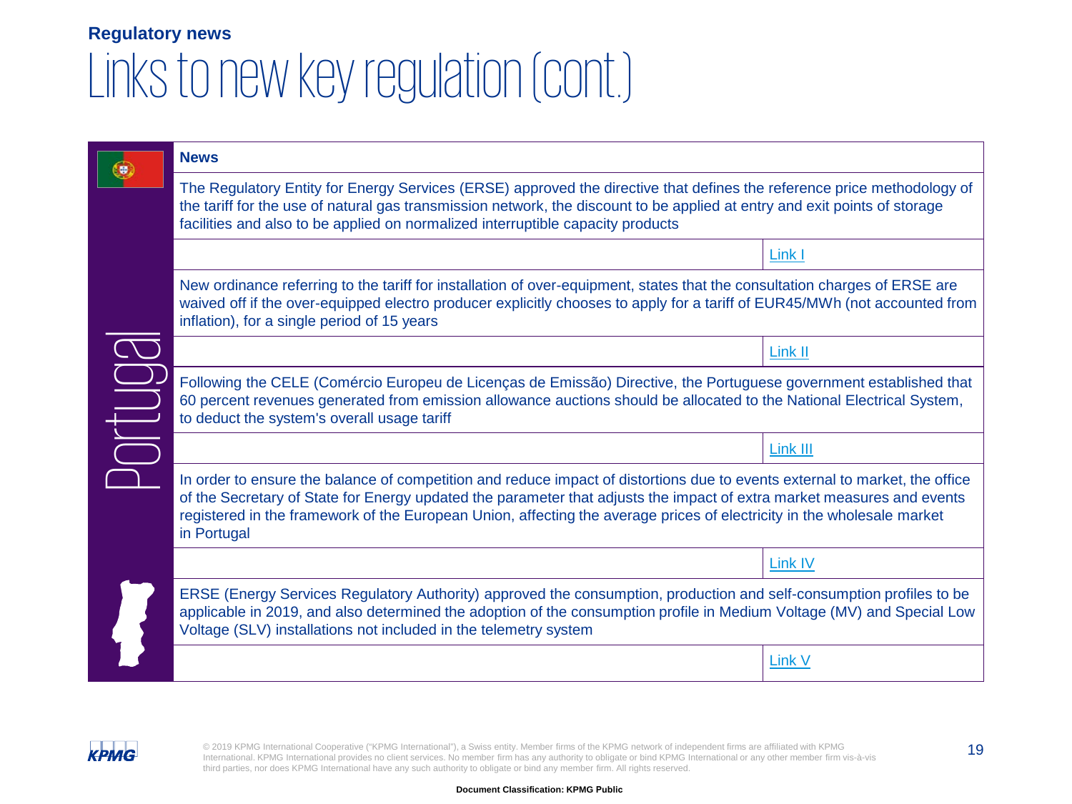**Regulatory news**

# Links to new key regulation (cont.)

## Portugal

| News | |
|---|---|
| The Regulatory Entity for Energy Services (ERSE) approved the directive that defines the reference price methodology of the tariff for the use of natural gas transmission network, the discount to be applied at entry and exit points of storage facilities and also to be applied on normalized interruptible capacity products | |
| | Link I |
| New ordinance referring to the tariff for installation of over-equipment, states that the consultation charges of ERSE are waived off if the over-equipped electro producer explicitly chooses to apply for a tariff of EUR45/MWh (not accounted from inflation), for a single period of 15 years | |
| | Link II |
| Following the CELE (Comércio Europeu de Licenças de Emissão) Directive, the Portuguese government established that 60 percent revenues generated from emission allowance auctions should be allocated to the National Electrical System, to deduct the system's overall usage tariff | |
| | Link III |
| In order to ensure the balance of competition and reduce impact of distortions due to events external to market, the office of the Secretary of State for Energy updated the parameter that adjusts the impact of extra market measures and events registered in the framework of the European Union, affecting the average prices of electricity in the wholesale market in Portugal | |
| | Link IV |
| ERSE (Energy Services Regulatory Authority) approved the consumption, production and self-consumption profiles to be applicable in 2019, and also determined the adoption of the consumption profile in Medium Voltage (MV) and Special Low Voltage (SLV) installations not included in the telemetry system | |
| | Link V |

© 2019 KPMG International Cooperative ("KPMG International"), a Swiss entity. Member firms of the KPMG network of independent firms are affiliated with KPMG International. KPMG International provides no client services. No member firm has any authority to obligate or bind KPMG International or any other member firm vis-à-vis third parties, nor does KPMG International have any such authority to obligate or bind any member firm. All rights reserved.

**Document Classification: KPMG Public**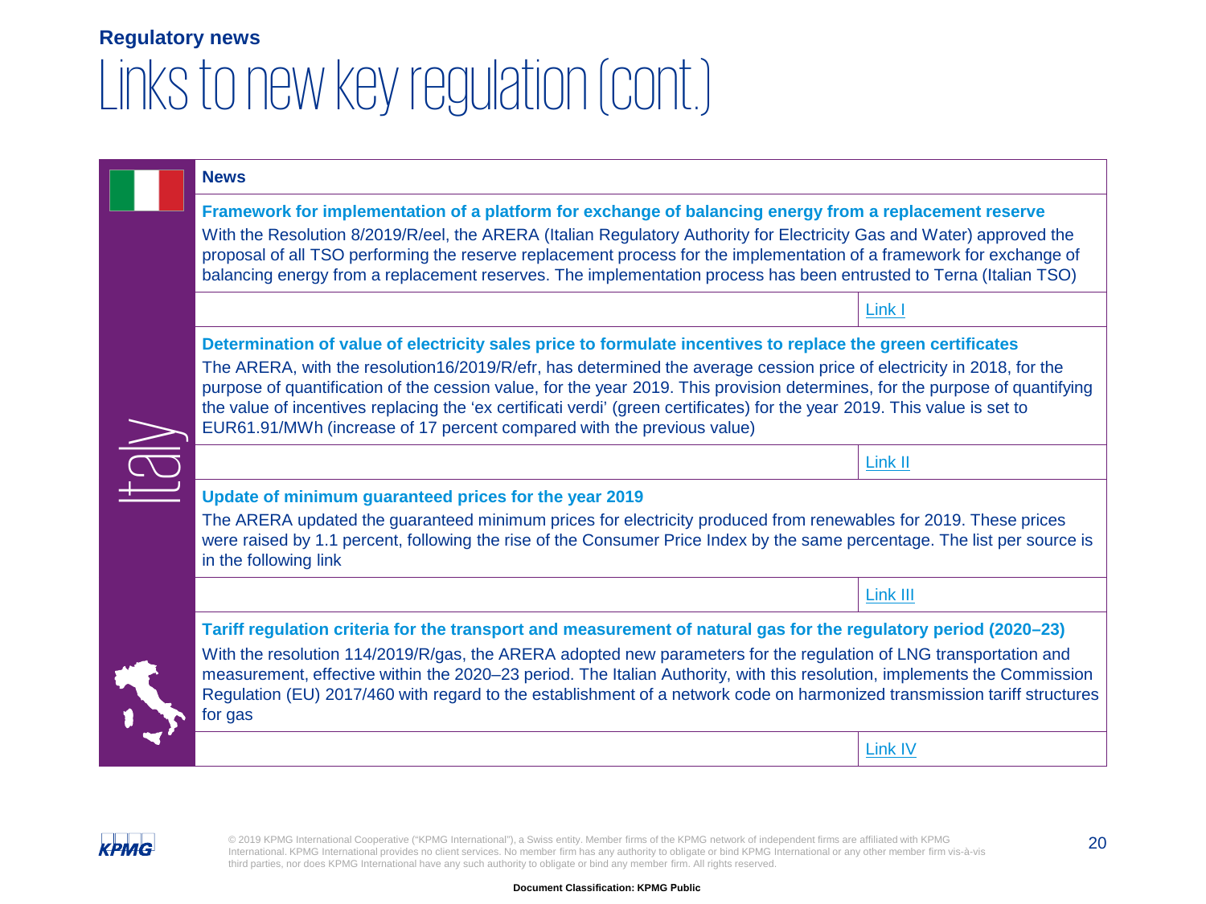**Regulatory news**

# Links to new key regulation (cont.)

## Italy

**News**

### Framework for implementation of a platform for exchange of balancing energy from a replacement reserve

With the Resolution 8/2019/R/eel, the ARERA (Italian Regulatory Authority for Electricity Gas and Water) approved the proposal of all TSO performing the reserve replacement process for the implementation of a framework for exchange of balancing energy from a replacement reserves. The implementation process has been entrusted to Terna (Italian TSO)

Link I

### Determination of value of electricity sales price to formulate incentives to replace the green certificates

The ARERA, with the resolution16/2019/R/efr, has determined the average cession price of electricity in 2018, for the purpose of quantification of the cession value, for the year 2019. This provision determines, for the purpose of quantifying the value of incentives replacing the 'ex certificati verdi' (green certificates) for the year 2019. This value is set to EUR61.91/MWh (increase of 17 percent compared with the previous value)

Link II

### Update of minimum guaranteed prices for the year 2019

The ARERA updated the guaranteed minimum prices for electricity produced from renewables for 2019. These prices were raised by 1.1 percent, following the rise of the Consumer Price Index by the same percentage. The list per source is in the following link

Link III

### Tariff regulation criteria for the transport and measurement of natural gas for the regulatory period (2020–23)

With the resolution 114/2019/R/gas, the ARERA adopted new parameters for the regulation of LNG transportation and measurement, effective within the 2020–23 period. The Italian Authority, with this resolution, implements the Commission Regulation (EU) 2017/460 with regard to the establishment of a network code on harmonized transmission tariff structures for gas

Link IV

Document Classification: KPMG Public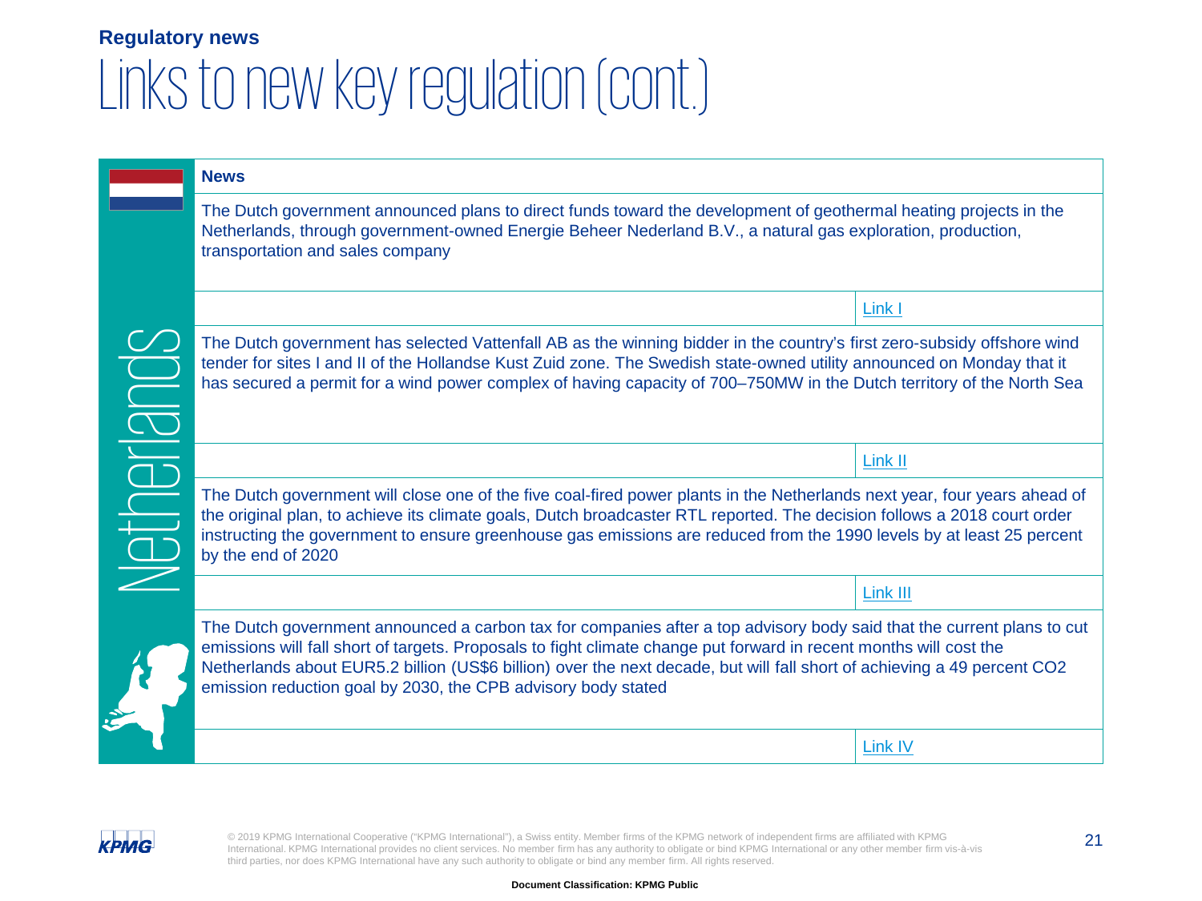**Regulatory news**

# Links to new key regulation (cont.)

## Netherlands

| News | |
|---|---|
| The Dutch government announced plans to direct funds toward the development of geothermal heating projects in the Netherlands, through government-owned Energie Beheer Nederland B.V., a natural gas exploration, production, transportation and sales company | |
| | Link I |
| The Dutch government has selected Vattenfall AB as the winning bidder in the country's first zero-subsidy offshore wind tender for sites I and II of the Hollandse Kust Zuid zone. The Swedish state-owned utility announced on Monday that it has secured a permit for a wind power complex of having capacity of 700–750MW in the Dutch territory of the North Sea | |
| | Link II |
| The Dutch government will close one of the five coal-fired power plants in the Netherlands next year, four years ahead of the original plan, to achieve its climate goals, Dutch broadcaster RTL reported. The decision follows a 2018 court order instructing the government to ensure greenhouse gas emissions are reduced from the 1990 levels by at least 25 percent by the end of 2020 | |
| | Link III |
| The Dutch government announced a carbon tax for companies after a top advisory body said that the current plans to cut emissions will fall short of targets. Proposals to fight climate change put forward in recent months will cost the Netherlands about EUR5.2 billion (US$6 billion) over the next decade, but will fall short of achieving a 49 percent $CO_2$ emission reduction goal by 2030, the CPB advisory body stated | |
| | Link IV |

© 2019 KPMG International Cooperative ("KPMG International"), a Swiss entity. Member firms of the KPMG network of independent firms are affiliated with KPMG International. KPMG International provides no client services. No member firm has any authority to obligate or bind KPMG International or any other member firm vis-à-vis third parties, nor does KPMG International have any such authority to obligate or bind any member firm. All rights reserved.

Document Classification: KPMG Public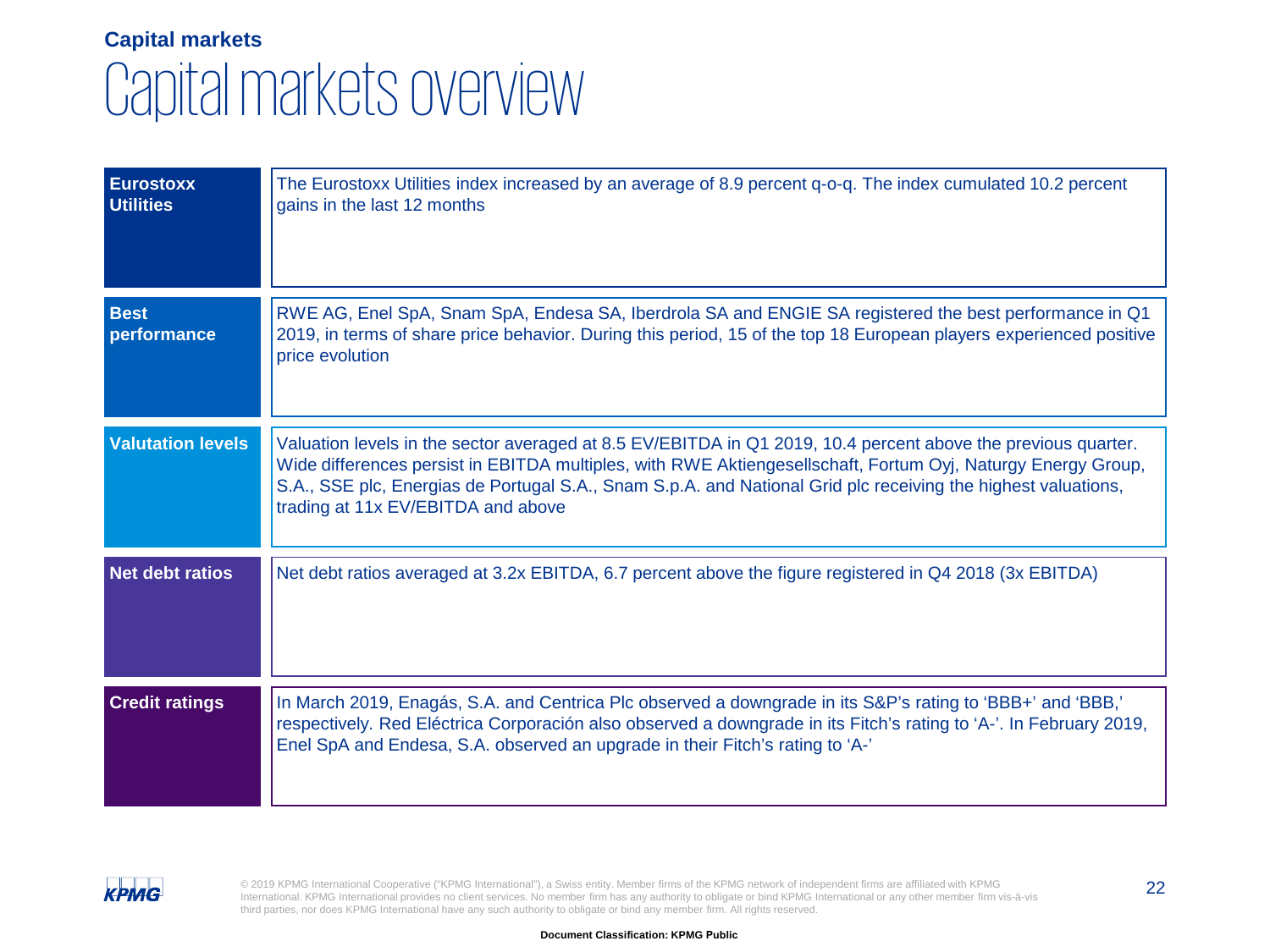## Capital markets

# Capital markets overview

| | |
|---|---|
| **Eurostoxx Utilities** | The Eurostoxx Utilities index increased by an average of 8.9 percent q-o-q. The index cumulated 10.2 percent gains in the last 12 months |
| **Best performance** | RWE AG, Enel SpA, Snam SpA, Endesa SA, Iberdrola SA and ENGIE SA registered the best performance in Q1 2019, in terms of share price behavior. During this period, 15 of the top 18 European players experienced positive price evolution |
| **Valutation levels** | Valuation levels in the sector averaged at 8.5 EV/EBITDA in Q1 2019, 10.4 percent above the previous quarter. Wide differences persist in EBITDA multiples, with RWE Aktiengesellschaft, Fortum Oyj, Naturgy Energy Group, S.A., SSE plc, Energias de Portugal S.A., Snam S.p.A. and National Grid plc receiving the highest valuations, trading at 11x EV/EBITDA and above |
| **Net debt ratios** | Net debt ratios averaged at 3.2x EBITDA, 6.7 percent above the figure registered in Q4 2018 (3x EBITDA) |
| **Credit ratings** | In March 2019, Enagás, S.A. and Centrica Plc observed a downgrade in its S&P's rating to 'BBB+' and 'BBB,' respectively. Red Eléctrica Corporación also observed a downgrade in its Fitch's rating to 'A-'. In February 2019, Enel SpA and Endesa, S.A. observed an upgrade in their Fitch's rating to 'A-' |

© 2019 KPMG International Cooperative ("KPMG International"), a Swiss entity. Member firms of the KPMG network of independent firms are affiliated with KPMG International. KPMG International provides no client services. No member firm has any authority to obligate or bind KPMG International or any other member firm vis-à-vis third parties, nor does KPMG International have any such authority to obligate or bind any member firm. All rights reserved.

Document Classification: KPMG Public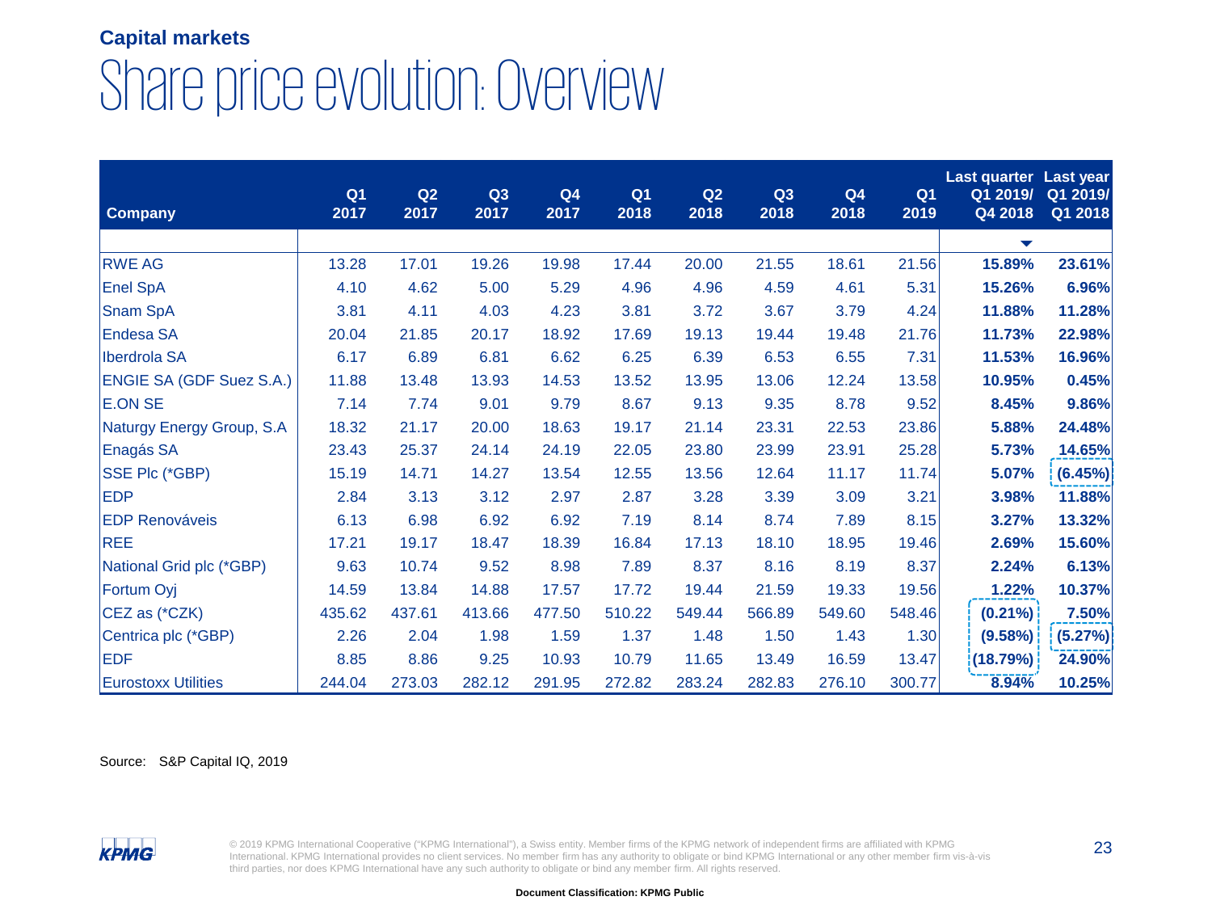## Capital markets

# Share price evolution: Overview

| Company | Q1 2017 | Q2 2017 | Q3 2017 | Q4 2017 | Q1 2018 | Q2 2018 | Q3 2018 | Q4 2018 | Q1 2019 | Last quarter Q1 2019/ Q4 2018 | Last year Q1 2019/ Q1 2018 |
|---|---|---|---|---|---|---|---|---|---|---|---|
| RWE AG | 13.28 | 17.01 | 19.26 | 19.98 | 17.44 | 20.00 | 21.55 | 18.61 | 21.56 | **15.89%** | **23.61%** |
| Enel SpA | 4.10 | 4.62 | 5.00 | 5.29 | 4.96 | 4.96 | 4.59 | 4.61 | 5.31 | **15.26%** | **6.96%** |
| Snam SpA | 3.81 | 4.11 | 4.03 | 4.23 | 3.81 | 3.72 | 3.67 | 3.79 | 4.24 | **11.88%** | **11.28%** |
| Endesa SA | 20.04 | 21.85 | 20.17 | 18.92 | 17.69 | 19.13 | 19.44 | 19.48 | 21.76 | **11.73%** | **22.98%** |
| Iberdrola SA | 6.17 | 6.89 | 6.81 | 6.62 | 6.25 | 6.39 | 6.53 | 6.55 | 7.31 | **11.53%** | **16.96%** |
| ENGIE SA (GDF Suez S.A.) | 11.88 | 13.48 | 13.93 | 14.53 | 13.52 | 13.95 | 13.06 | 12.24 | 13.58 | **10.95%** | **0.45%** |
| E.ON SE | 7.14 | 7.74 | 9.01 | 9.79 | 8.67 | 9.13 | 9.35 | 8.78 | 9.52 | **8.45%** | **9.86%** |
| Naturgy Energy Group, S.A | 18.32 | 21.17 | 20.00 | 18.63 | 19.17 | 21.14 | 23.31 | 22.53 | 23.86 | **5.88%** | **24.48%** |
| Enagás SA | 23.43 | 25.37 | 24.14 | 24.19 | 22.05 | 23.80 | 23.99 | 23.91 | 25.28 | **5.73%** | **14.65%** |
| SSE Plc (*GBP) | 15.19 | 14.71 | 14.27 | 13.54 | 12.55 | 13.56 | 12.64 | 11.17 | 11.74 | **5.07%** | **(6.45%)** |
| EDP | 2.84 | 3.13 | 3.12 | 2.97 | 2.87 | 3.28 | 3.39 | 3.09 | 3.21 | **3.98%** | **11.88%** |
| EDP Renováveis | 6.13 | 6.98 | 6.92 | 6.92 | 7.19 | 8.14 | 8.74 | 7.89 | 8.15 | **3.27%** | **13.32%** |
| REE | 17.21 | 19.17 | 18.47 | 18.39 | 16.84 | 17.13 | 18.10 | 18.95 | 19.46 | **2.69%** | **15.60%** |
| National Grid plc (*GBP) | 9.63 | 10.74 | 9.52 | 8.98 | 7.89 | 8.37 | 8.16 | 8.19 | 8.37 | **2.24%** | **6.13%** |
| Fortum Oyj | 14.59 | 13.84 | 14.88 | 17.57 | 17.72 | 19.44 | 21.59 | 19.33 | 19.56 | **1.22%** | **10.37%** |
| CEZ as (*CZK) | 435.62 | 437.61 | 413.66 | 477.50 | 510.22 | 549.44 | 566.89 | 549.60 | 548.46 | **(0.21%)** | **7.50%** |
| Centrica plc (*GBP) | 2.26 | 2.04 | 1.98 | 1.59 | 1.37 | 1.48 | 1.50 | 1.43 | 1.30 | **(9.58%)** | **(5.27%)** |
| EDF | 8.85 | 8.86 | 9.25 | 10.93 | 10.79 | 11.65 | 13.49 | 16.59 | 13.47 | **(18.79%)** | **24.90%** |
| Eurostoxx Utilities | 244.04 | 273.03 | 282.12 | 291.95 | 272.82 | 283.24 | 282.83 | 276.10 | 300.77 | **8.94%** | **10.25%** |

Source: S&P Capital IQ, 2019

© 2019 KPMG International Cooperative ("KPMG International"), a Swiss entity. Member firms of the KPMG network of independent firms are affiliated with KPMG International. KPMG International provides no client services. No member firm has any authority to obligate or bind KPMG International or any other member firm vis-à-vis third parties, nor does KPMG International have any such authority to obligate or bind any member firm. All rights reserved.

**Document Classification: KPMG Public**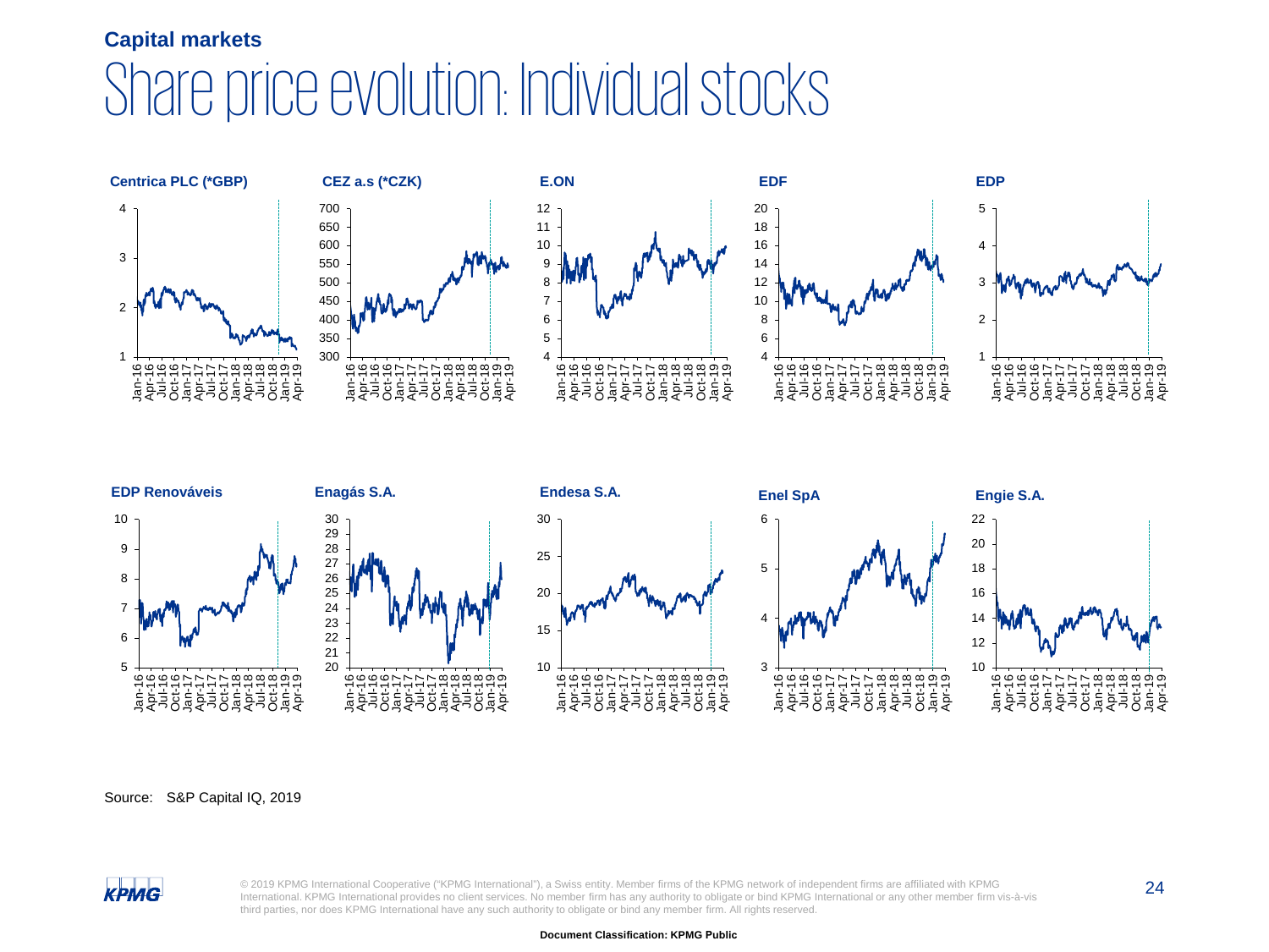**Capital markets**

# Share price evolution: Individual stocks

Centrica PLC (*GBP)

CEZ a.s (*CZK)

E.ON

EDF

EDP

EDP Renováveis

Enagás S.A.

Endesa S.A.

Enel SpA

Engie S.A.

Source: S&P Capital IQ, 2019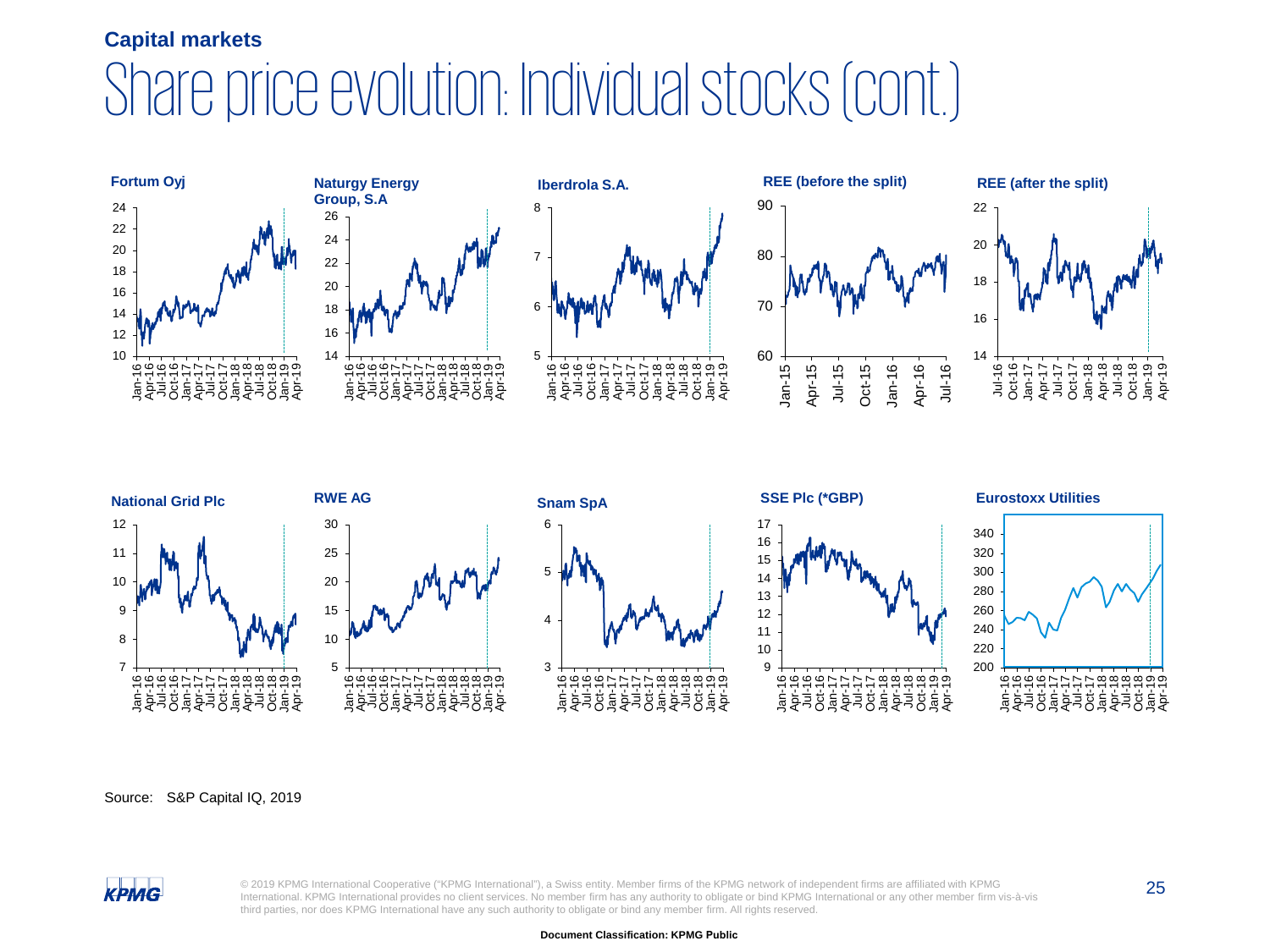## Capital markets

# Share price evolution: Individual stocks (cont.)

**Fortum Oyj**

**Naturgy Energy Group, S.A**

**Iberdrola S.A.**

**REE (before the split)**

**REE (after the split)**

**National Grid Plc**

**RWE AG**

**Snam SpA**

**SSE Plc (*GBP)**

**Eurostoxx Utilities**

Source: S&P Capital IQ, 2019

© 2019 KPMG International Cooperative ("KPMG International"), a Swiss entity. Member firms of the KPMG network of independent firms are affiliated with KPMG International. KPMG International provides no client services. No member firm has any authority to obligate or bind KPMG International or any other member firm vis-à-vis third parties, nor does KPMG International have any such authority to obligate or bind any member firm. All rights reserved.

Document Classification: KPMG Public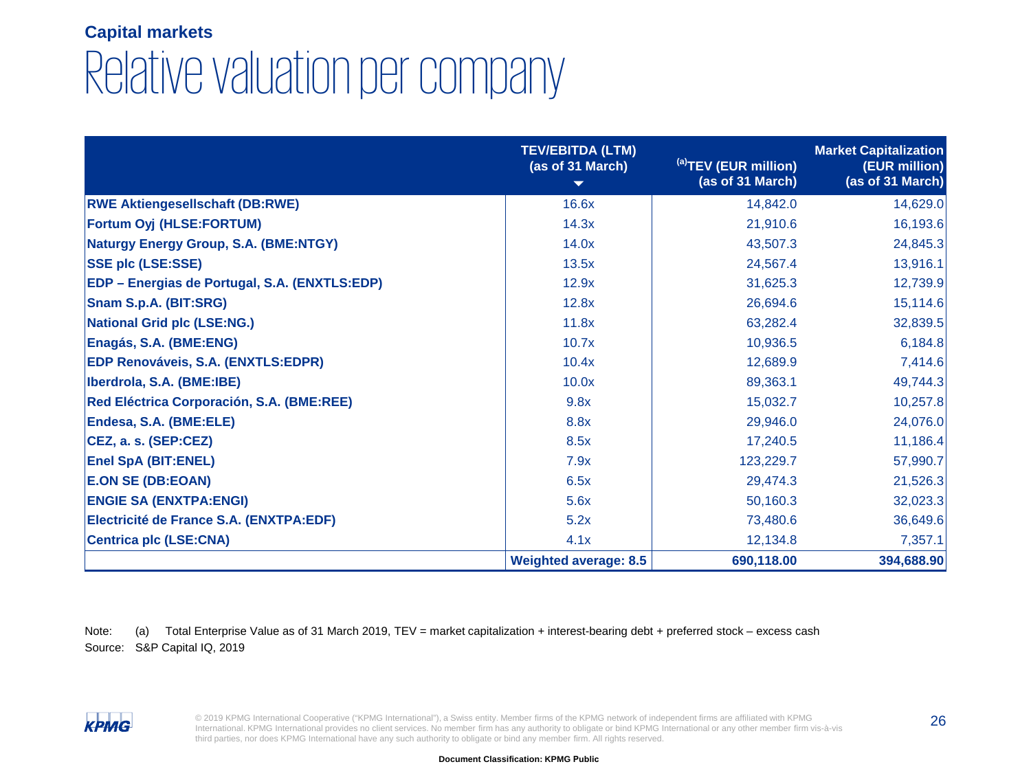Capital markets

# Relative valuation per company

| | TEV/EBITDA (LTM) (as of 31 March) ▼ | [a]TEV (EUR million) (as of 31 March) | Market Capitalization (EUR million) (as of 31 March) |
|---|---|---|---|
| **RWE Aktiengesellschaft (DB:RWE)** | 16.6x | 14,842.0 | 14,629.0 |
| **Fortum Oyj (HLSE:FORTUM)** | 14.3x | 21,910.6 | 16,193.6 |
| **Naturgy Energy Group, S.A. (BME:NTGY)** | 14.0x | 43,507.3 | 24,845.3 |
| **SSE plc (LSE:SSE)** | 13.5x | 24,567.4 | 13,916.1 |
| **EDP – Energias de Portugal, S.A. (ENXTLS:EDP)** | 12.9x | 31,625.3 | 12,739.9 |
| **Snam S.p.A. (BIT:SRG)** | 12.8x | 26,694.6 | 15,114.6 |
| **National Grid plc (LSE:NG.)** | 11.8x | 63,282.4 | 32,839.5 |
| **Enagás, S.A. (BME:ENG)** | 10.7x | 10,936.5 | 6,184.8 |
| **EDP Renováveis, S.A. (ENXTLS:EDPR)** | 10.4x | 12,689.9 | 7,414.6 |
| **Iberdrola, S.A. (BME:IBE)** | 10.0x | 89,363.1 | 49,744.3 |
| **Red Eléctrica Corporación, S.A. (BME:REE)** | 9.8x | 15,032.7 | 10,257.8 |
| **Endesa, S.A. (BME:ELE)** | 8.8x | 29,946.0 | 24,076.0 |
| **CEZ, a. s. (SEP:CEZ)** | 8.5x | 17,240.5 | 11,186.4 |
| **Enel SpA (BIT:ENEL)** | 7.9x | 123,229.7 | 57,990.7 |
| **E.ON SE (DB:EOAN)** | 6.5x | 29,474.3 | 21,526.3 |
| **ENGIE SA (ENXTPA:ENGI)** | 5.6x | 50,160.3 | 32,023.3 |
| **Electricité de France S.A. (ENXTPA:EDF)** | 5.2x | 73,480.6 | 36,649.6 |
| **Centrica plc (LSE:CNA)** | 4.1x | 12,134.8 | 7,357.1 |
| | **Weighted average: 8.5** | **690,118.00** | **394,688.90** |

Note: (a) Total Enterprise Value as of 31 March 2019, TEV = market capitalization + interest-bearing debt + preferred stock – excess cash

Source: S&P Capital IQ, 2019

© 2019 KPMG International Cooperative ("KPMG International"), a Swiss entity. Member firms of the KPMG network of independent firms are affiliated with KPMG International. KPMG International provides no client services. No member firm has any authority to obligate or bind KPMG International or any other member firm vis-à-vis third parties, nor does KPMG International have any such authority to obligate or bind any member firm. All rights reserved.

Document Classification: KPMG Public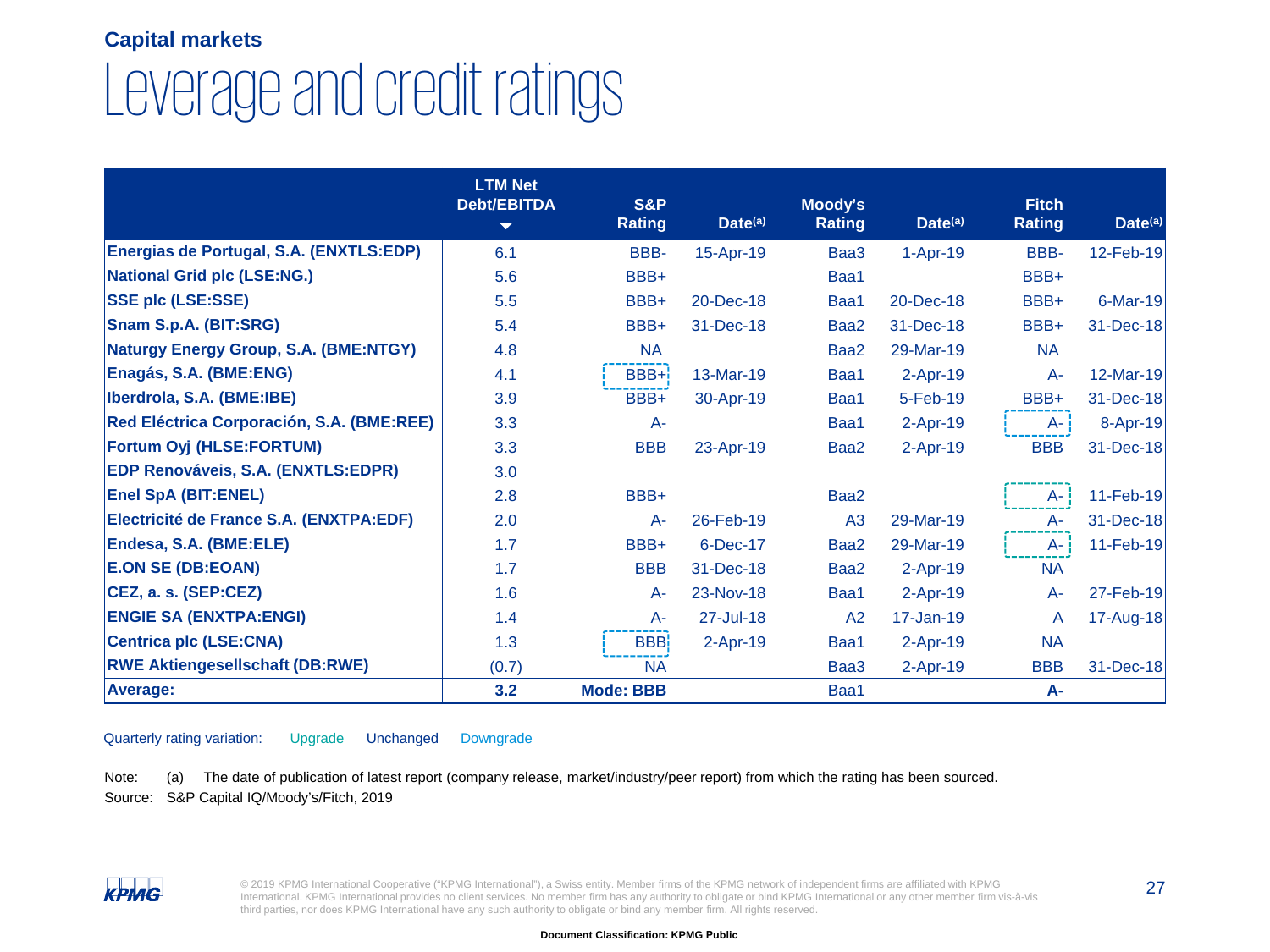## Capital markets

# Leverage and credit ratings

| | LTM Net Debt/EBITDA ▼ | S&P Rating | Date[(a)] | Moody's Rating | Date[(a)] | Fitch Rating | Date[(a)] |
|---|---|---|---|---|---|---|---|
| **Energias de Portugal, S.A. (ENXTLS:EDP)** | 6.1 | BBB- | 15-Apr-19 | Baa3 | 1-Apr-19 | BBB- | 12-Feb-19 |
| **National Grid plc (LSE:NG.)** | 5.6 | BBB+ | | Baa1 | | BBB+ | |
| **SSE plc (LSE:SSE)** | 5.5 | BBB+ | 20-Dec-18 | Baa1 | 20-Dec-18 | BBB+ | 6-Mar-19 |
| **Snam S.p.A. (BIT:SRG)** | 5.4 | BBB+ | 31-Dec-18 | Baa2 | 31-Dec-18 | BBB+ | 31-Dec-18 |
| **Naturgy Energy Group, S.A. (BME:NTGY)** | 4.8 | NA | | Baa2 | 29-Mar-19 | NA | |
| **Enagás, S.A. (BME:ENG)** | 4.1 | BBB+ | 13-Mar-19 | Baa1 | 2-Apr-19 | A- | 12-Mar-19 |
| **Iberdrola, S.A. (BME:IBE)** | 3.9 | BBB+ | 30-Apr-19 | Baa1 | 5-Feb-19 | BBB+ | 31-Dec-18 |
| **Red Eléctrica Corporación, S.A. (BME:REE)** | 3.3 | A- | | Baa1 | 2-Apr-19 | A- | 8-Apr-19 |
| **Fortum Oyj (HLSE:FORTUM)** | 3.3 | BBB | 23-Apr-19 | Baa2 | 2-Apr-19 | BBB | 31-Dec-18 |
| **EDP Renováveis, S.A. (ENXTLS:EDPR)** | 3.0 | | | | | | |
| **Enel SpA (BIT:ENEL)** | 2.8 | BBB+ | | Baa2 | | A- | 11-Feb-19 |
| **Electricité de France S.A. (ENXTPA:EDF)** | 2.0 | A- | 26-Feb-19 | A3 | 29-Mar-19 | A- | 31-Dec-18 |
| **Endesa, S.A. (BME:ELE)** | 1.7 | BBB+ | 6-Dec-17 | Baa2 | 29-Mar-19 | A- | 11-Feb-19 |
| **E.ON SE (DB:EOAN)** | 1.7 | BBB | 31-Dec-18 | Baa2 | 2-Apr-19 | NA | |
| **CEZ, a. s. (SEP:CEZ)** | 1.6 | A- | 23-Nov-18 | Baa1 | 2-Apr-19 | A- | 27-Feb-19 |
| **ENGIE SA (ENXTPA:ENGI)** | 1.4 | A- | 27-Jul-18 | A2 | 17-Jan-19 | A | 17-Aug-18 |
| **Centrica plc (LSE:CNA)** | 1.3 | BBB | 2-Apr-19 | Baa1 | 2-Apr-19 | NA | |
| **RWE Aktiengesellschaft (DB:RWE)** | (0.7) | NA | | Baa3 | 2-Apr-19 | BBB | 31-Dec-18 |
| **Average:** | **3.2** | **Mode: BBB** | | Baa1 | | **A-** | |

Quarterly rating variation: Upgrade Unchanged Downgrade

Note: (a) The date of publication of latest report (company release, market/industry/peer report) from which the rating has been sourced.
Source: S&P Capital IQ/Moody's/Fitch, 2019

© 2019 KPMG International Cooperative ("KPMG International"), a Swiss entity. Member firms of the KPMG network of independent firms are affiliated with KPMG International. KPMG International provides no client services. No member firm has any authority to obligate or bind KPMG International or any other member firm vis-à-vis third parties, nor does KPMG International have any such authority to obligate or bind any member firm. All rights reserved.

Document Classification: KPMG Public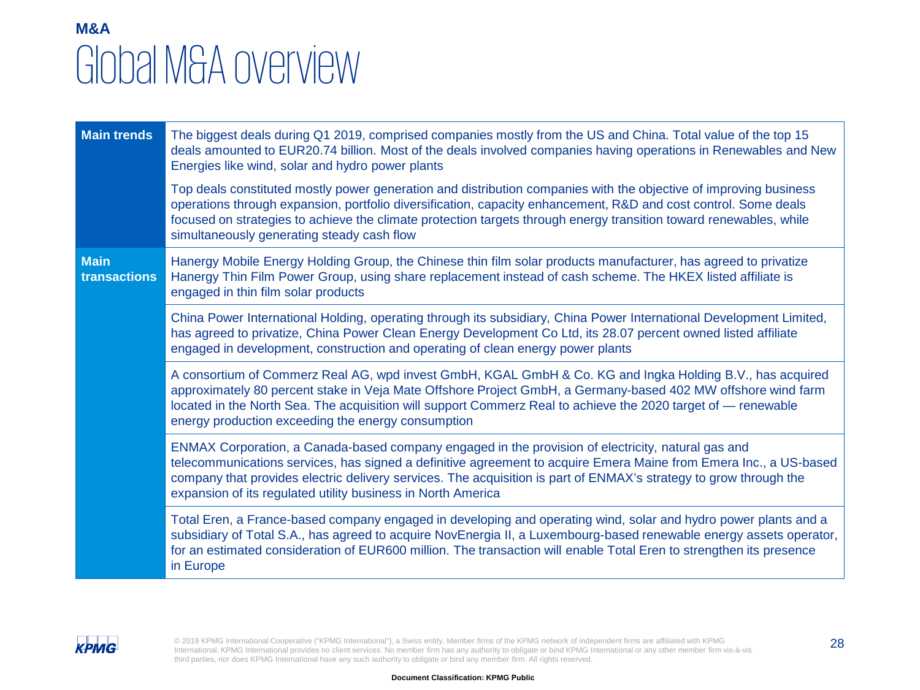M&A

# Global M&A overview

| | |
|---|---|
| **Main trends** | The biggest deals during Q1 2019, comprised companies mostly from the US and China. Total value of the top 15 deals amounted to EUR20.74 billion. Most of the deals involved companies having operations in Renewables and New Energies like wind, solar and hydro power plants |
| | Top deals constituted mostly power generation and distribution companies with the objective of improving business operations through expansion, portfolio diversification, capacity enhancement, R&D and cost control. Some deals focused on strategies to achieve the climate protection targets through energy transition toward renewables, while simultaneously generating steady cash flow |
| **Main transactions** | Hanergy Mobile Energy Holding Group, the Chinese thin film solar products manufacturer, has agreed to privatize Hanergy Thin Film Power Group, using share replacement instead of cash scheme. The HKEX listed affiliate is engaged in thin film solar products |
| | China Power International Holding, operating through its subsidiary, China Power International Development Limited, has agreed to privatize, China Power Clean Energy Development Co Ltd, its 28.07 percent owned listed affiliate engaged in development, construction and operating of clean energy power plants |
| | A consortium of Commerz Real AG, wpd invest GmbH, KGAL GmbH & Co. KG and Ingka Holding B.V., has acquired approximately 80 percent stake in Veja Mate Offshore Project GmbH, a Germany-based 402 MW offshore wind farm located in the North Sea. The acquisition will support Commerz Real to achieve the 2020 target of — renewable energy production exceeding the energy consumption |
| | ENMAX Corporation, a Canada-based company engaged in the provision of electricity, natural gas and telecommunications services, has signed a definitive agreement to acquire Emera Maine from Emera Inc., a US-based company that provides electric delivery services. The acquisition is part of ENMAX's strategy to grow through the expansion of its regulated utility business in North America |
| | Total Eren, a France-based company engaged in developing and operating wind, solar and hydro power plants and a subsidiary of Total S.A., has agreed to acquire NovEnergia II, a Luxembourg-based renewable energy assets operator, for an estimated consideration of EUR600 million. The transaction will enable Total Eren to strengthen its presence in Europe |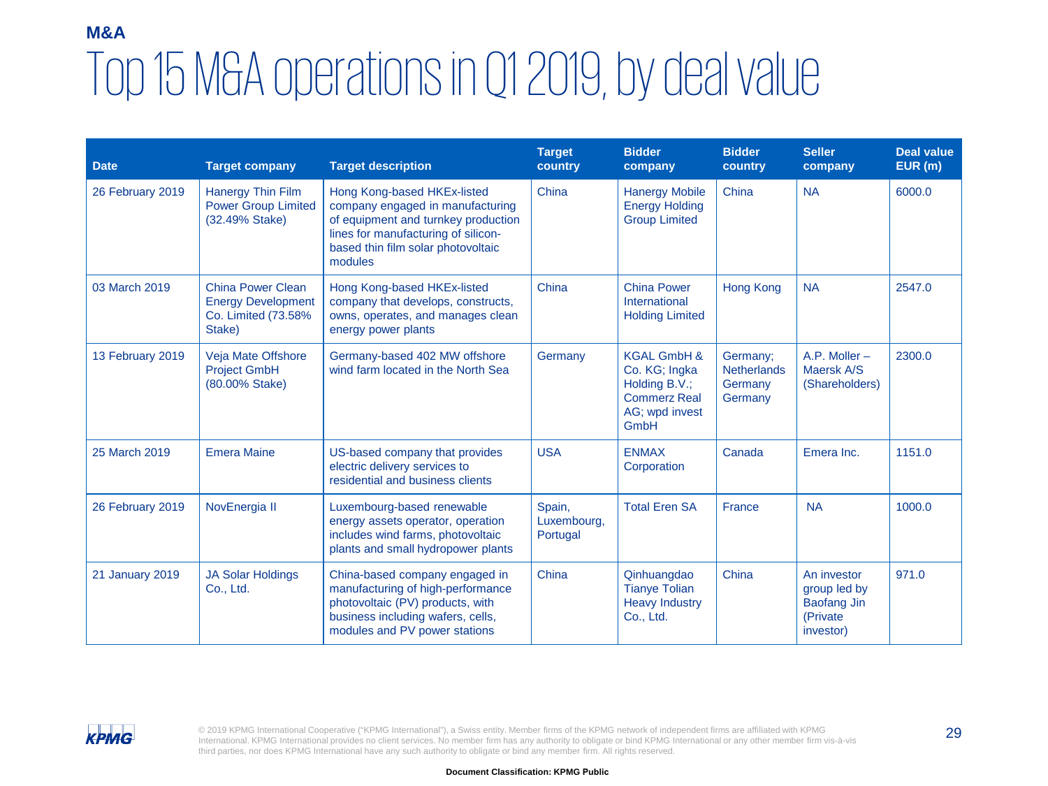**M&A**

# Top 15 M&A operations in Q1 2019, by deal value

| Date | Target company | Target description | Target country | Bidder company | Bidder country | Seller company | Deal value EUR (m) |
|---|---|---|---|---|---|---|---|
| 26 February 2019 | Hanergy Thin Film Power Group Limited (32.49% Stake) | Hong Kong-based HKEx-listed company engaged in manufacturing of equipment and turnkey production lines for manufacturing of silicon-based thin film solar photovoltaic modules | China | Hanergy Mobile Energy Holding Group Limited | China | NA | 6000.0 |
| 03 March 2019 | China Power Clean Energy Development Co. Limited (73.58% Stake) | Hong Kong-based HKEx-listed company that develops, constructs, owns, operates, and manages clean energy power plants | China | China Power International Holding Limited | Hong Kong | NA | 2547.0 |
| 13 February 2019 | Veja Mate Offshore Project GmbH (80.00% Stake) | Germany-based 402 MW offshore wind farm located in the North Sea | Germany | KGAL GmbH & Co. KG; Ingka Holding B.V.; Commerz Real AG; wpd invest GmbH | Germany; Netherlands Germany Germany | A.P. Moller – Maersk A/S (Shareholders) | 2300.0 |
| 25 March 2019 | Emera Maine | US-based company that provides electric delivery services to residential and business clients | USA | ENMAX Corporation | Canada | Emera Inc. | 1151.0 |
| 26 February 2019 | NovEnergia II | Luxembourg-based renewable energy assets operator, operation includes wind farms, photovoltaic plants and small hydropower plants | Spain, Luxembourg, Portugal | Total Eren SA | France | NA | 1000.0 |
| 21 January 2019 | JA Solar Holdings Co., Ltd. | China-based company engaged in manufacturing of high-performance photovoltaic (PV) products, with business including wafers, cells, modules and PV power stations | China | Qinhuangdao Tianye Tolian Heavy Industry Co., Ltd. | China | An investor group led by Baofang Jin (Private investor) | 971.0 |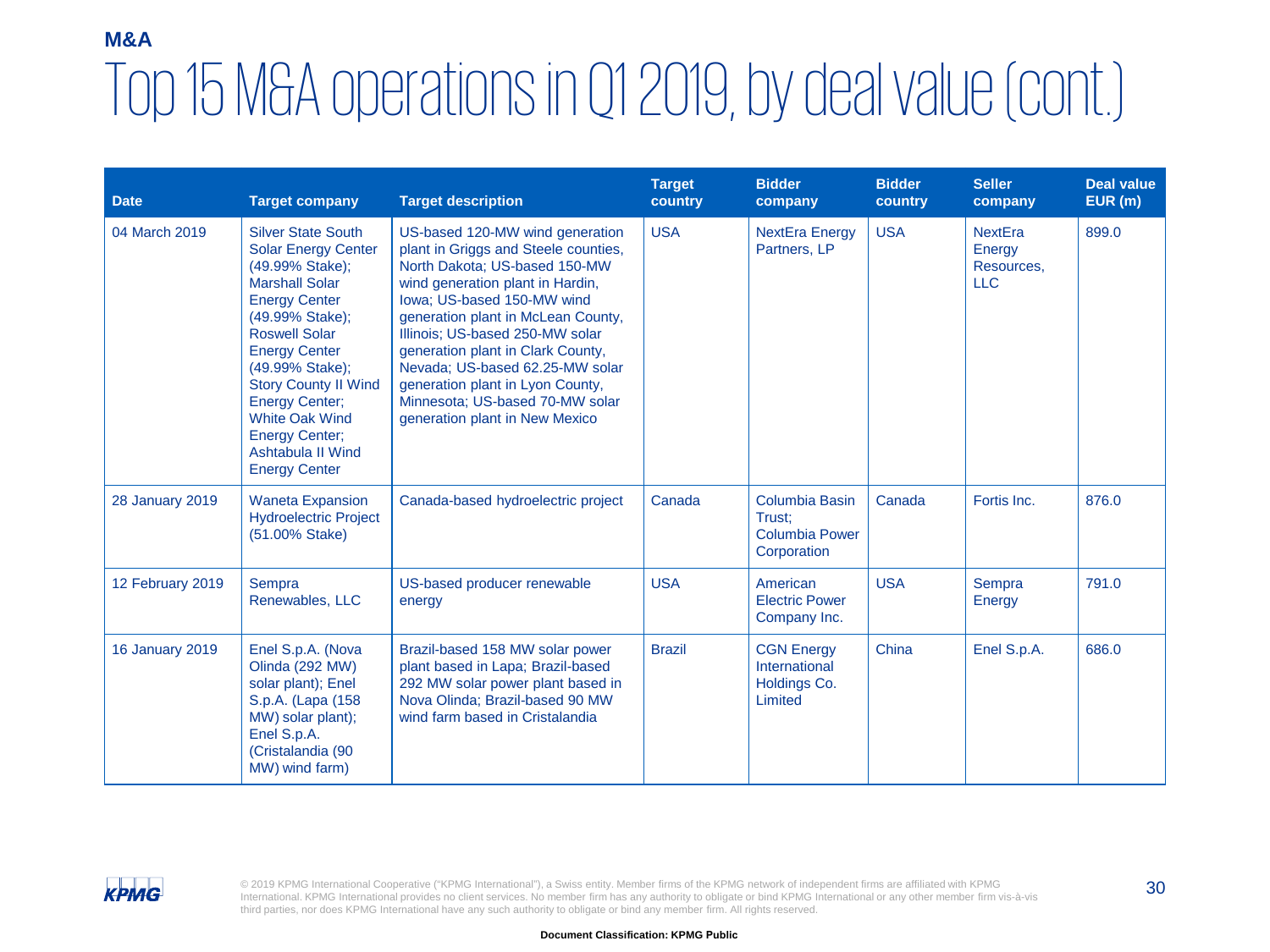**M&A**

# Top 15 M&A operations in Q1 2019, by deal value (cont.)

| Date | Target company | Target description | Target country | Bidder company | Bidder country | Seller company | Deal value EUR (m) |
|---|---|---|---|---|---|---|---|
| 04 March 2019 | Silver State South Solar Energy Center (49.99% Stake); Marshall Solar Energy Center (49.99% Stake); Roswell Solar Energy Center (49.99% Stake); Story County II Wind Energy Center; White Oak Wind Energy Center; Ashtabula II Wind Energy Center | US-based 120-MW wind generation plant in Griggs and Steele counties, North Dakota; US-based 150-MW wind generation plant in Hardin, Iowa; US-based 150-MW wind generation plant in McLean County, Illinois; US-based 250-MW solar generation plant in Clark County, Nevada; US-based 62.25-MW solar generation plant in Lyon County, Minnesota; US-based 70-MW solar generation plant in New Mexico | USA | NextEra Energy Partners, LP | USA | NextEra Energy Resources, LLC | 899.0 |
| 28 January 2019 | Waneta Expansion Hydroelectric Project (51.00% Stake) | Canada-based hydroelectric project | Canada | Columbia Basin Trust; Columbia Power Corporation | Canada | Fortis Inc. | 876.0 |
| 12 February 2019 | Sempra Renewables, LLC | US-based producer renewable energy | USA | American Electric Power Company Inc. | USA | Sempra Energy | 791.0 |
| 16 January 2019 | Enel S.p.A. (Nova Olinda (292 MW) solar plant); Enel S.p.A. (Lapa (158 MW) solar plant); Enel S.p.A. (Cristalandia (90 MW) wind farm) | Brazil-based 158 MW solar power plant based in Lapa; Brazil-based 292 MW solar power plant based in Nova Olinda; Brazil-based 90 MW wind farm based in Cristalandia | Brazil | CGN Energy International Holdings Co. Limited | China | Enel S.p.A. | 686.0 |

© 2019 KPMG International Cooperative ("KPMG International"), a Swiss entity. Member firms of the KPMG network of independent firms are affiliated with KPMG International. KPMG International provides no client services. No member firm has any authority to obligate or bind KPMG International or any other member firm vis-à-vis third parties, nor does KPMG International have any such authority to obligate or bind any member firm. All rights reserved.

**Document Classification: KPMG Public**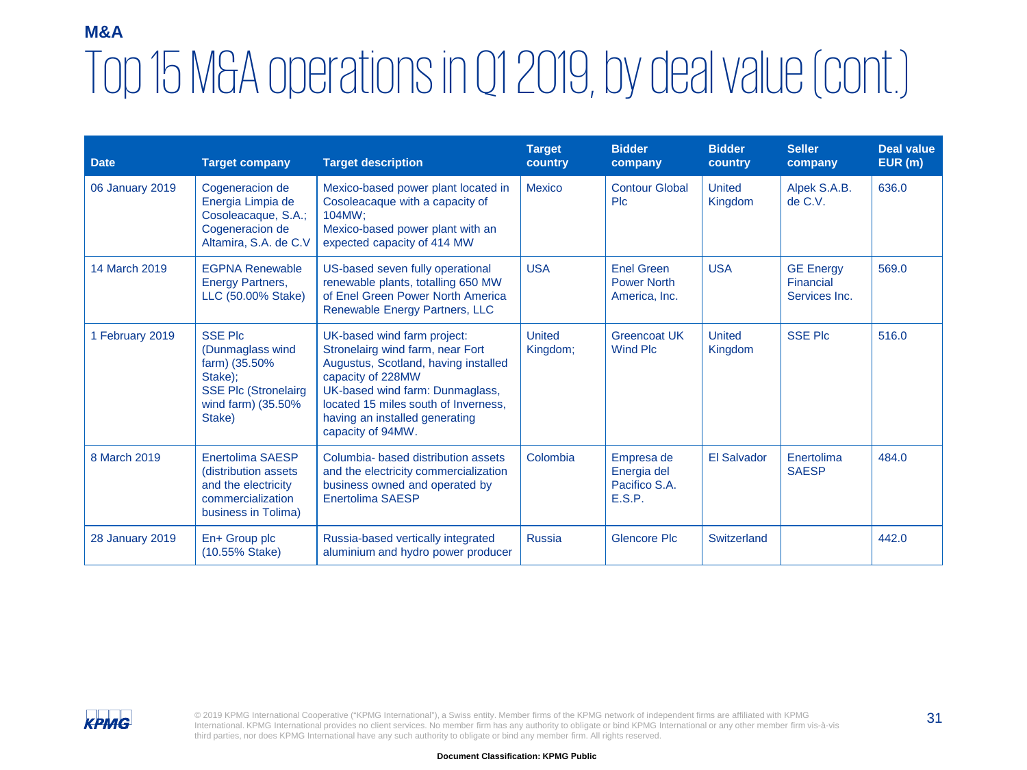M&A

# Top 15 M&A operations in Q1 2019, by deal value (cont.)

| Date | Target company | Target description | Target country | Bidder company | Bidder country | Seller company | Deal value EUR (m) |
|---|---|---|---|---|---|---|---|
| 06 January 2019 | Cogeneracion de Energia Limpia de Cosoleacaque, S.A.; Cogeneracion de Altamira, S.A. de C.V | Mexico-based power plant located in Cosoleacaque with a capacity of 104MW; Mexico-based power plant with an expected capacity of 414 MW | Mexico | Contour Global Plc | United Kingdom | Alpek S.A.B. de C.V. | 636.0 |
| 14 March 2019 | EGPNA Renewable Energy Partners, LLC (50.00% Stake) | US-based seven fully operational renewable plants, totalling 650 MW of Enel Green Power North America Renewable Energy Partners, LLC | USA | Enel Green Power North America, Inc. | USA | GE Energy Financial Services Inc. | 569.0 |
| 1 February 2019 | SSE Plc (Dunmaglass wind farm) (35.50% Stake); SSE Plc (Stronelairg wind farm) (35.50% Stake) | UK-based wind farm project: Stronelairg wind farm, near Fort Augustus, Scotland, having installed capacity of 228MW UK-based wind farm: Dunmaglass, located 15 miles south of Inverness, having an installed generating capacity of 94MW. | United Kingdom; | Greencoat UK Wind Plc | United Kingdom | SSE Plc | 516.0 |
| 8 March 2019 | Enertolima SAESP (distribution assets and the electricity commercialization business in Tolima) | Columbia- based distribution assets and the electricity commercialization business owned and operated by Enertolima SAESP | Colombia | Empresa de Energia del Pacifico S.A. E.S.P. | El Salvador | Enertolima SAESP | 484.0 |
| 28 January 2019 | En+ Group plc (10.55% Stake) | Russia-based vertically integrated aluminium and hydro power producer | Russia | Glencore Plc | Switzerland | | 442.0 |

© 2019 KPMG International Cooperative ("KPMG International"), a Swiss entity. Member firms of the KPMG network of independent firms are affiliated with KPMG International. KPMG International provides no client services. No member firm has any authority to obligate or bind KPMG International or any other member firm vis-à-vis third parties, nor does KPMG International have any such authority to obligate or bind any member firm. All rights reserved.

Document Classification: KPMG Public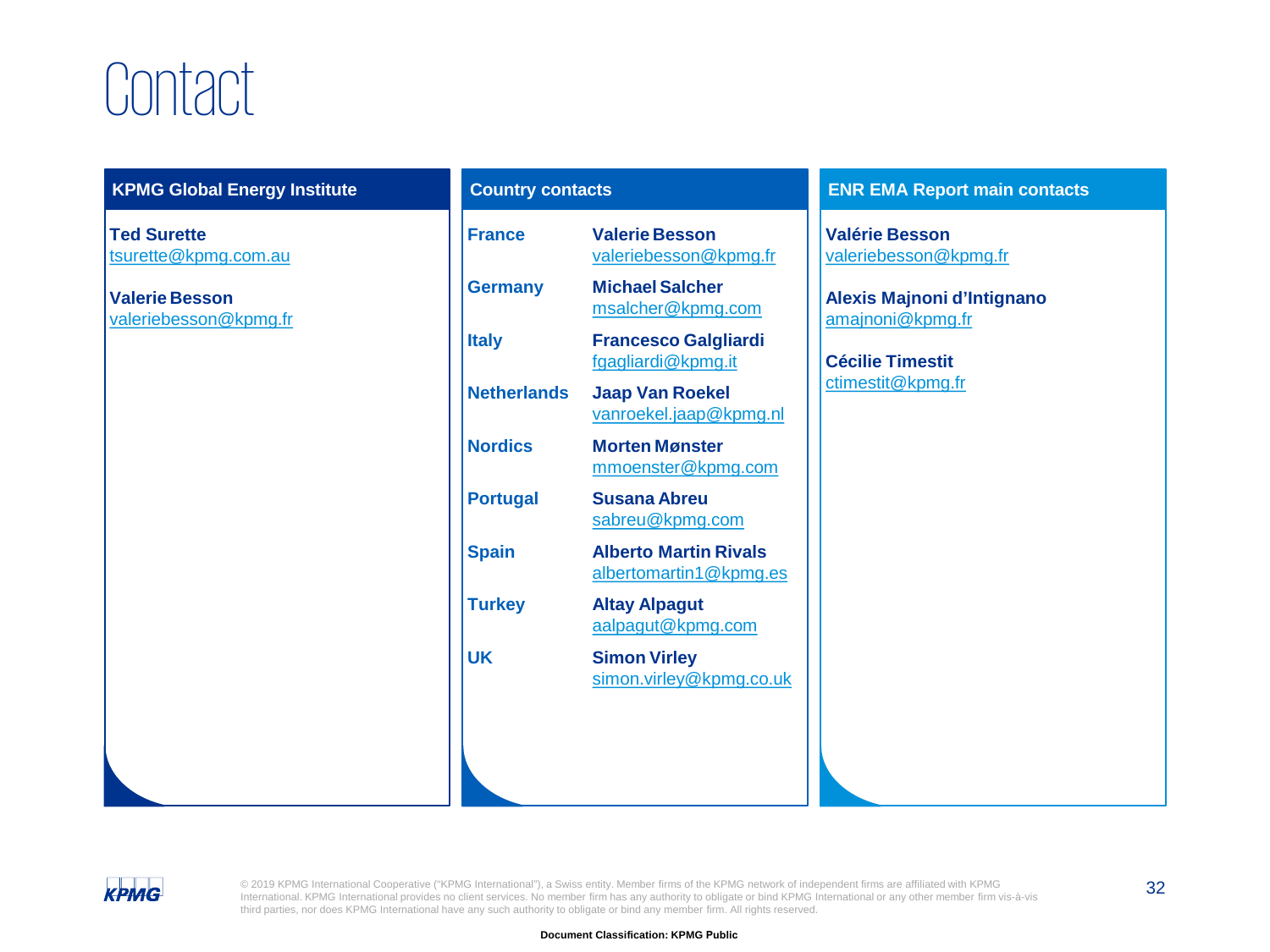# Contact

## KPMG Global Energy Institute

**Ted Surette**
tsurette@kpmg.com.au

**Valerie Besson**
valeriebesson@kpmg.fr

## Country contacts

| Country | Contact |
|---|---|
| **France** | **Valerie Besson**<br>valeriebesson@kpmg.fr |
| **Germany** | **Michael Salcher**<br>msalcher@kpmg.com |
| **Italy** | **Francesco Galgliardi**<br>fgagliardi@kpmg.it |
| **Netherlands** | **Jaap Van Roekel**<br>vanroekel.jaap@kpmg.nl |
| **Nordics** | **Morten Mønster**<br>mmoenster@kpmg.com |
| **Portugal** | **Susana Abreu**<br>sabreu@kpmg.com |
| **Spain** | **Alberto Martin Rivals**<br>albertomartin1@kpmg.es |
| **Turkey** | **Altay Alpagut**<br>aalpagut@kpmg.com |
| **UK** | **Simon Virley**<br>simon.virley@kpmg.co.uk |

## ENR EMA Report main contacts

**Valérie Besson**
valeriebesson@kpmg.fr

**Alexis Majnoni d'Intignano**
amajnoni@kpmg.fr

**Cécilie Timestit**
ctimestit@kpmg.fr

© 2019 KPMG International Cooperative ("KPMG International"), a Swiss entity. Member firms of the KPMG network of independent firms are affiliated with KPMG International. KPMG International provides no client services. No member firm has any authority to obligate or bind KPMG International or any other member firm vis-à-vis third parties, nor does KPMG International have any such authority to obligate or bind any member firm. All rights reserved.

**Document Classification: KPMG Public**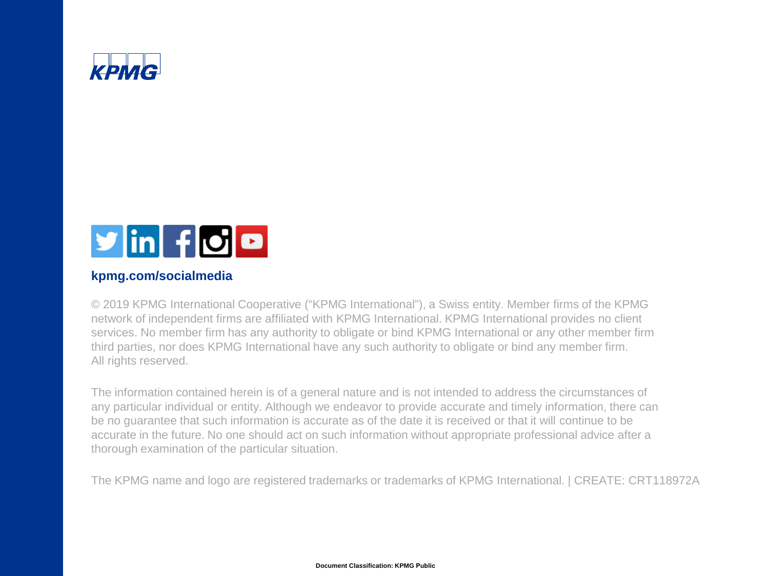KPMG

**kpmg.com/socialmedia**

© 2019 KPMG International Cooperative ("KPMG International"), a Swiss entity. Member firms of the KPMG network of independent firms are affiliated with KPMG International. KPMG International provides no client services. No member firm has any authority to obligate or bind KPMG International or any other member firm third parties, nor does KPMG International have any such authority to obligate or bind any member firm. All rights reserved.

The information contained herein is of a general nature and is not intended to address the circumstances of any particular individual or entity. Although we endeavor to provide accurate and timely information, there can be no guarantee that such information is accurate as of the date it is received or that it will continue to be accurate in the future. No one should act on such information without appropriate professional advice after a thorough examination of the particular situation.

The KPMG name and logo are registered trademarks or trademarks of KPMG International. | CREATE: CRT118972A

**Document Classification: KPMG Public**